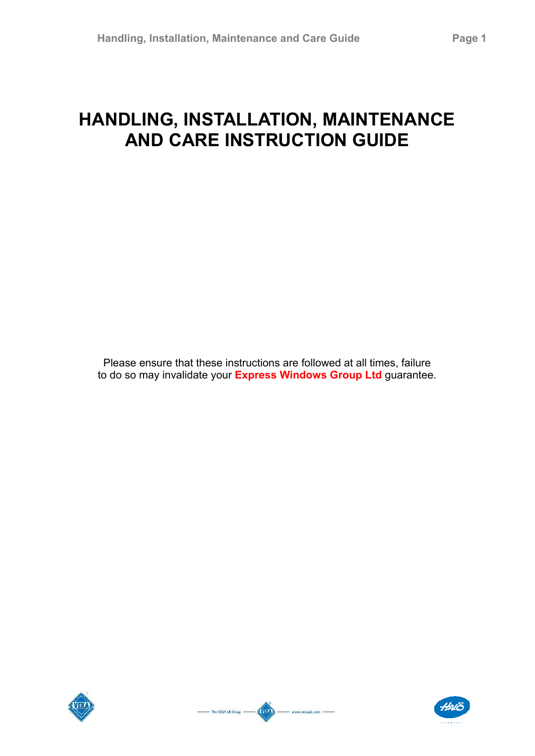# HANDLING, INSTALLATION, MAINTENANCE AND CARE INSTRUCTION GUIDE

Please ensure that these instructions are followed at all times, failure to do so may invalidate your **Express Windows Group Ltd** guarantee.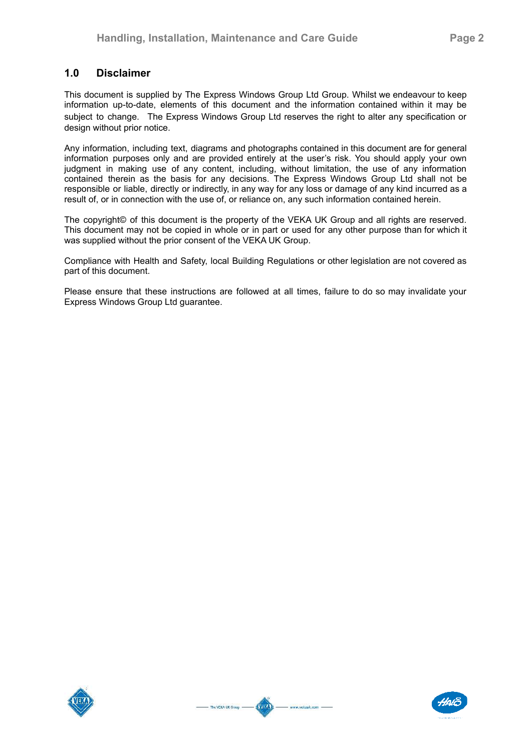## 1.0 Disclaimer

This document is supplied by The Express Windows Group Ltd Group. Whilst we endeavour to keep information up-to-date, elements of this document and the information contained within it may be subject to change. The Express Windows Group Ltd reserves the right to alter any specification or design without prior notice.

Any information, including text, diagrams and photographs contained in this document are for general information purposes only and are provided entirely at the user's risk. You should apply your own judgment in making use of any content, including, without limitation, the use of any information contained therein as the basis for any decisions. The Express Windows Group Ltd shall not be responsible or liable, directly or indirectly, in any way for any loss or damage of any kind incurred as a result of, or in connection with the use of, or reliance on, any such information contained herein.

The copyright© of this document is the property of the VEKA UK Group and all rights are reserved. This document may not be copied in whole or in part or used for any other purpose than for which it was supplied without the prior consent of the VEKA UK Group.

Compliance with Health and Safety, local Building Regulations or other legislation are not covered as part of this document.

Please ensure that these instructions are followed at all times, failure to do so may invalidate your Express Windows Group Ltd guarantee.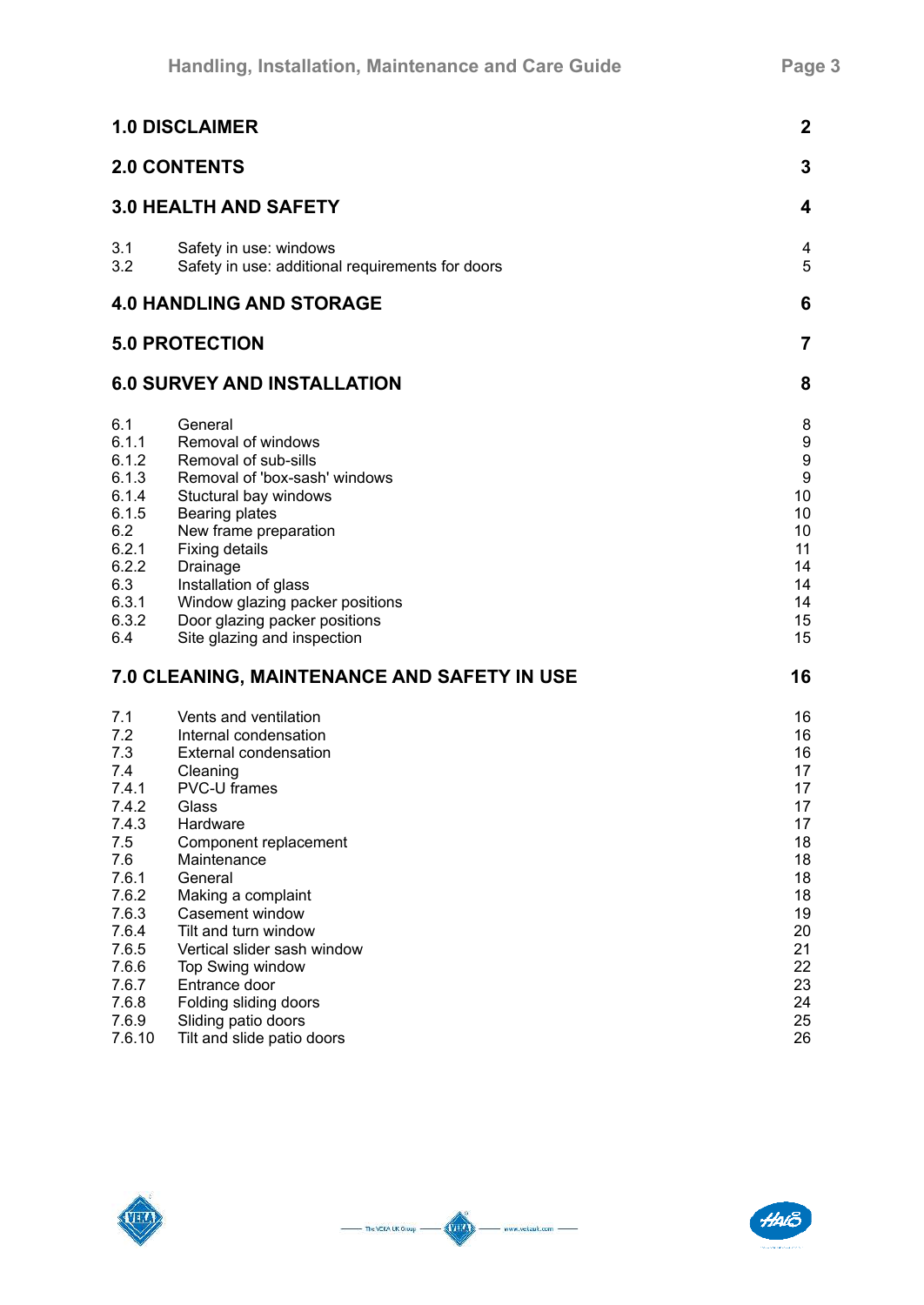| | | |
|---|---|---|
| **1.0 DISCLAIMER** | | **2** |
| **2.0 CONTENTS** | | **3** |
| **3.0 HEALTH AND SAFETY** | | **4** |
| 3.1 | Safety in use: windows | 4 |
| 3.2 | Safety in use: additional requirements for doors | 5 |
| **4.0 HANDLING AND STORAGE** | | **6** |
| **5.0 PROTECTION** | | **7** |
| **6.0 SURVEY AND INSTALLATION** | | **8** |
| 6.1 | General | 8 |
| 6.1.1 | Removal of windows | 9 |
| 6.1.2 | Removal of sub-sills | 9 |
| 6.1.3 | Removal of 'box-sash' windows | 9 |
| 6.1.4 | Stuctural bay windows | 10 |
| 6.1.5 | Bearing plates | 10 |
| 6.2 | New frame preparation | 10 |
| 6.2.1 | Fixing details | 11 |
| 6.2.2 | Drainage | 14 |
| 6.3 | Installation of glass | 14 |
| 6.3.1 | Window glazing packer positions | 14 |
| 6.3.2 | Door glazing packer positions | 15 |
| 6.4 | Site glazing and inspection | 15 |
| **7.0 CLEANING, MAINTENANCE AND SAFETY IN USE** | | **16** |
| 7.1 | Vents and ventilation | 16 |
| 7.2 | Internal condensation | 16 |
| 7.3 | External condensation | 16 |
| 7.4 | Cleaning | 17 |
| 7.4.1 | PVC-U frames | 17 |
| 7.4.2 | Glass | 17 |
| 7.4.3 | Hardware | 17 |
| 7.5 | Component replacement | 18 |
| 7.6 | Maintenance | 18 |
| 7.6.1 | General | 18 |
| 7.6.2 | Making a complaint | 18 |
| 7.6.3 | Casement window | 19 |
| 7.6.4 | Tilt and turn window | 20 |
| 7.6.5 | Vertical slider sash window | 21 |
| 7.6.6 | Top Swing window | 22 |
| 7.6.7 | Entrance door | 23 |
| 7.6.8 | Folding sliding doors | 24 |
| 7.6.9 | Sliding patio doors | 25 |
| 7.6.10 | Tilt and slide patio doors | 26 |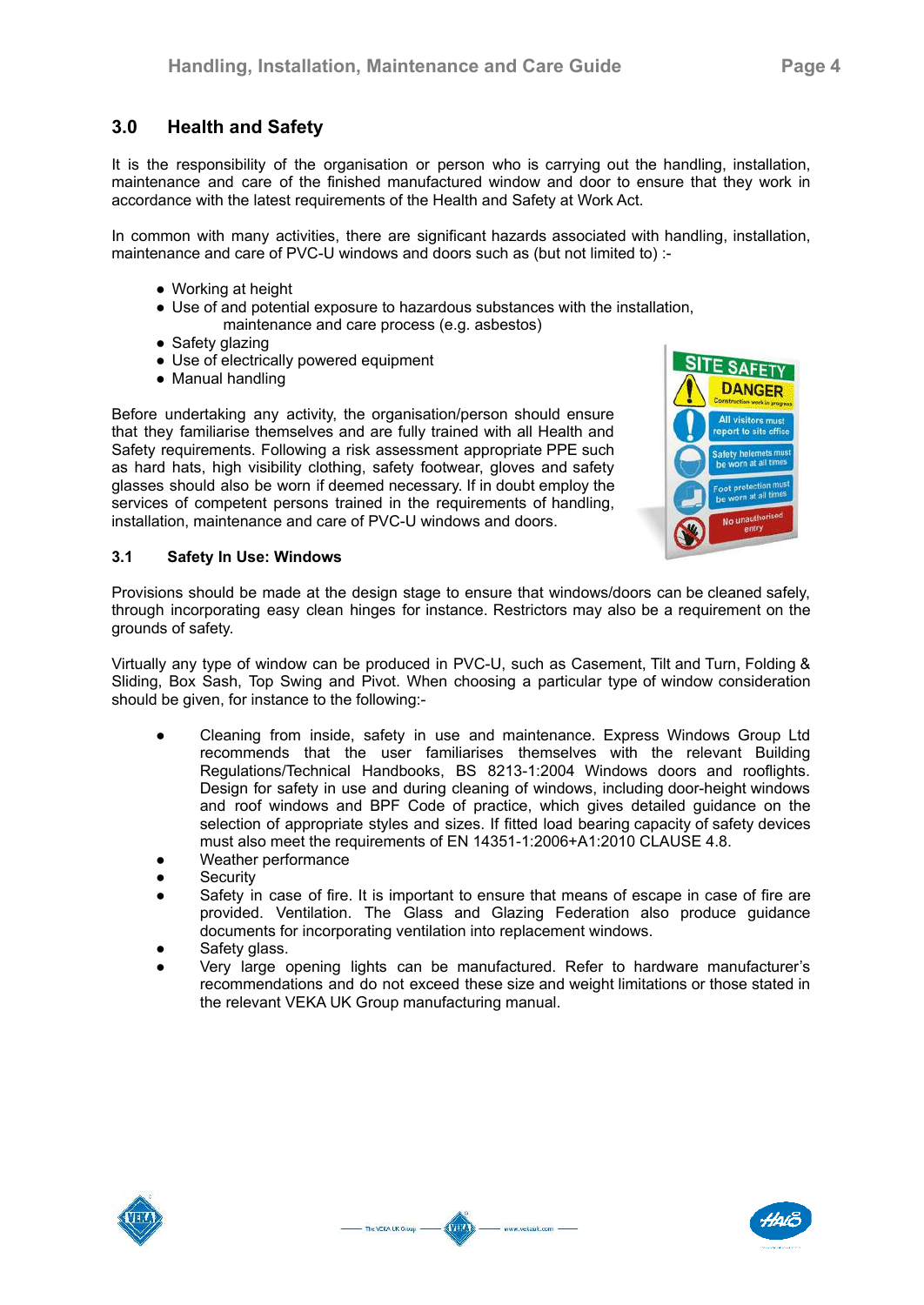## 3.0 Health and Safety

It is the responsibility of the organisation or person who is carrying out the handling, installation, maintenance and care of the finished manufactured window and door to ensure that they work in accordance with the latest requirements of the Health and Safety at Work Act.

In common with many activities, there are significant hazards associated with handling, installation, maintenance and care of PVC-U windows and doors such as (but not limited to) :-

- Working at height
- Use of and potential exposure to hazardous substances with the installation, maintenance and care process (e.g. asbestos)
- Safety glazing
- Use of electrically powered equipment
- Manual handling

Before undertaking any activity, the organisation/person should ensure that they familiarise themselves and are fully trained with all Health and Safety requirements. Following a risk assessment appropriate PPE such as hard hats, high visibility clothing, safety footwear, gloves and safety glasses should also be worn if deemed necessary. If in doubt employ the services of competent persons trained in the requirements of handling, installation, maintenance and care of PVC-U windows and doors.

### 3.1 Safety In Use: Windows

Provisions should be made at the design stage to ensure that windows/doors can be cleaned safely, through incorporating easy clean hinges for instance. Restrictors may also be a requirement on the grounds of safety.

Virtually any type of window can be produced in PVC-U, such as Casement, Tilt and Turn, Folding & Sliding, Box Sash, Top Swing and Pivot. When choosing a particular type of window consideration should be given, for instance to the following:-

- Cleaning from inside, safety in use and maintenance. Express Windows Group Ltd recommends that the user familiarises themselves with the relevant Building Regulations/Technical Handbooks, BS 8213-1:2004 Windows doors and rooflights. Design for safety in use and during cleaning of windows, including door-height windows and roof windows and BPF Code of practice, which gives detailed guidance on the selection of appropriate styles and sizes. If fitted load bearing capacity of safety devices must also meet the requirements of EN 14351-1:2006+A1:2010 CLAUSE 4.8.
- Weather performance
- Security
- Safety in case of fire. It is important to ensure that means of escape in case of fire are provided. Ventilation. The Glass and Glazing Federation also produce guidance documents for incorporating ventilation into replacement windows.
- Safety glass.
- Very large opening lights can be manufactured. Refer to hardware manufacturer's recommendations and do not exceed these size and weight limitations or those stated in the relevant VEKA UK Group manufacturing manual.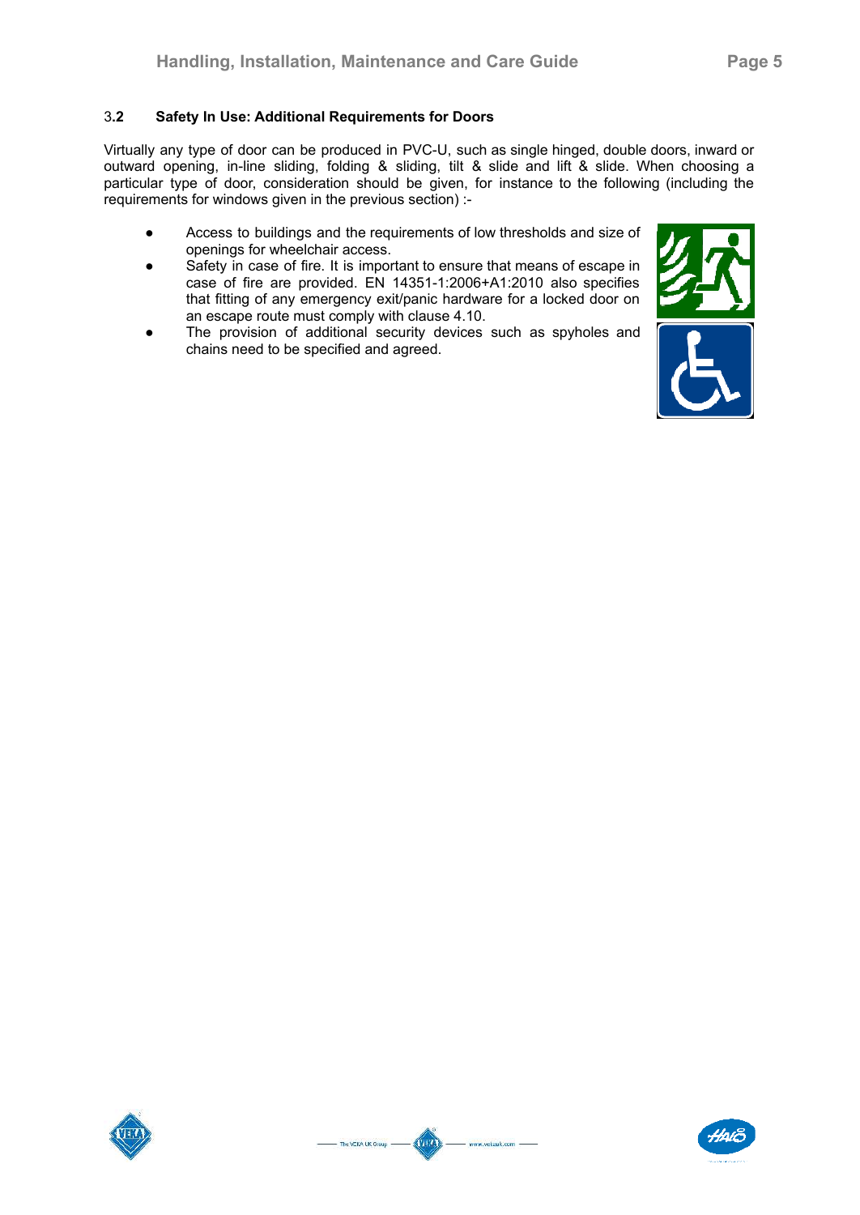### 3.2 Safety In Use: Additional Requirements for Doors

Virtually any type of door can be produced in PVC-U, such as single hinged, double doors, inward or outward opening, in-line sliding, folding & sliding, tilt & slide and lift & slide. When choosing a particular type of door, consideration should be given, for instance to the following (including the requirements for windows given in the previous section) :-

- Access to buildings and the requirements of low thresholds and size of openings for wheelchair access.
- Safety in case of fire. It is important to ensure that means of escape in case of fire are provided. EN 14351-1:2006+A1:2010 also specifies that fitting of any emergency exit/panic hardware for a locked door on an escape route must comply with clause 4.10.
- The provision of additional security devices such as spyholes and chains need to be specified and agreed.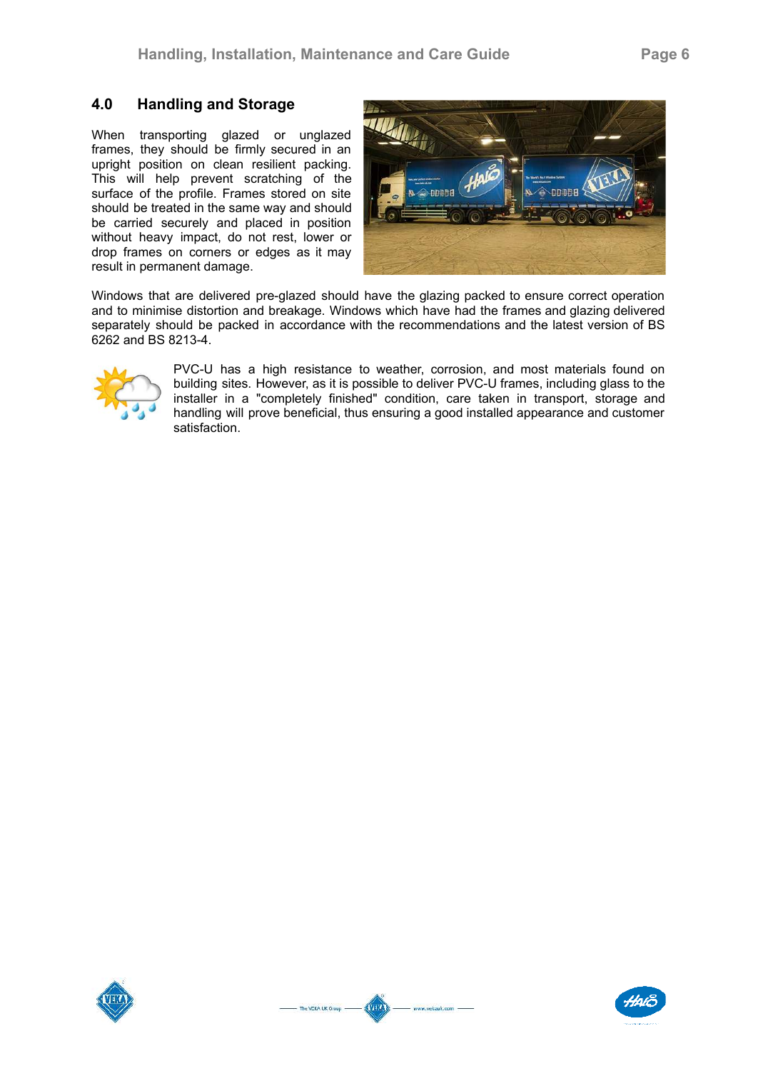## 4.0 Handling and Storage

When transporting glazed or unglazed frames, they should be firmly secured in an upright position on clean resilient packing. This will help prevent scratching of the surface of the profile. Frames stored on site should be treated in the same way and should be carried securely and placed in position without heavy impact, do not rest, lower or drop frames on corners or edges as it may result in permanent damage.

Windows that are delivered pre-glazed should have the glazing packed to ensure correct operation and to minimise distortion and breakage. Windows which have had the frames and glazing delivered separately should be packed in accordance with the recommendations and the latest version of BS 6262 and BS 8213-4.

PVC-U has a high resistance to weather, corrosion, and most materials found on building sites. However, as it is possible to deliver PVC-U frames, including glass to the installer in a "completely finished" condition, care taken in transport, storage and handling will prove beneficial, thus ensuring a good installed appearance and customer satisfaction.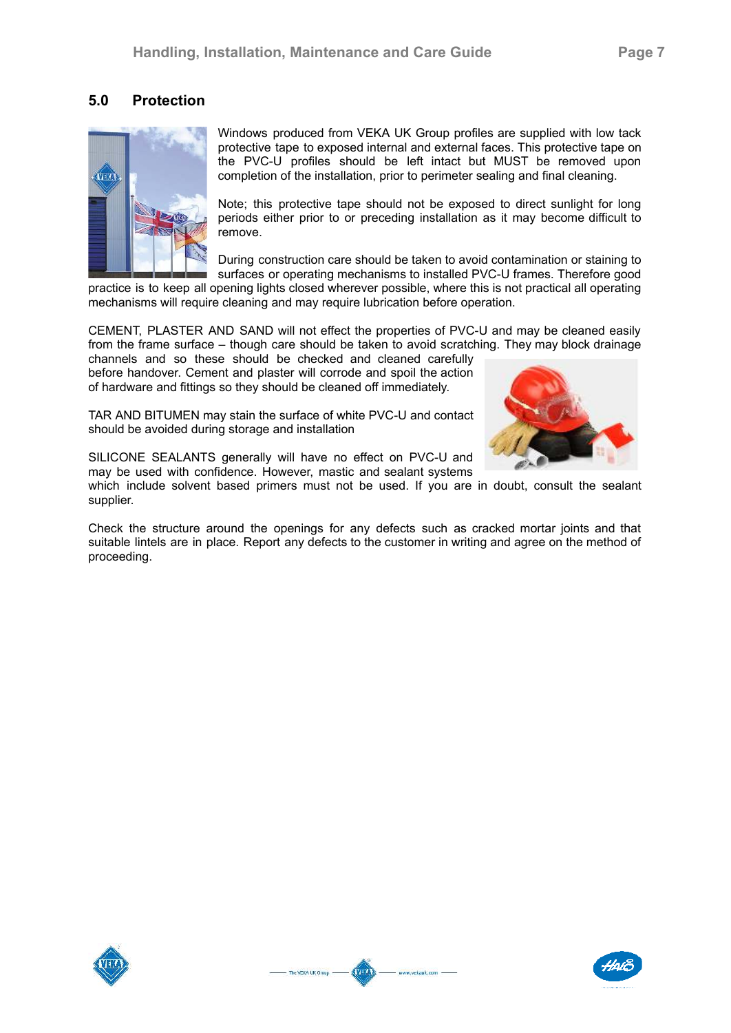## 5.0 Protection

Windows produced from VEKA UK Group profiles are supplied with low tack protective tape to exposed internal and external faces. This protective tape on the PVC-U profiles should be left intact but MUST be removed upon completion of the installation, prior to perimeter sealing and final cleaning.

Note; this protective tape should not be exposed to direct sunlight for long periods either prior to or preceding installation as it may become difficult to remove.

During construction care should be taken to avoid contamination or staining to surfaces or operating mechanisms to installed PVC-U frames. Therefore good practice is to keep all opening lights closed wherever possible, where this is not practical all operating mechanisms will require cleaning and may require lubrication before operation.

CEMENT, PLASTER AND SAND will not effect the properties of PVC-U and may be cleaned easily from the frame surface – though care should be taken to avoid scratching. They may block drainage channels and so these should be checked and cleaned carefully before handover. Cement and plaster will corrode and spoil the action of hardware and fittings so they should be cleaned off immediately.

TAR AND BITUMEN may stain the surface of white PVC-U and contact should be avoided during storage and installation

SILICONE SEALANTS generally will have no effect on PVC-U and may be used with confidence. However, mastic and sealant systems which include solvent based primers must not be used. If you are in doubt, consult the sealant supplier.

Check the structure around the openings for any defects such as cracked mortar joints and that suitable lintels are in place. Report any defects to the customer in writing and agree on the method of proceeding.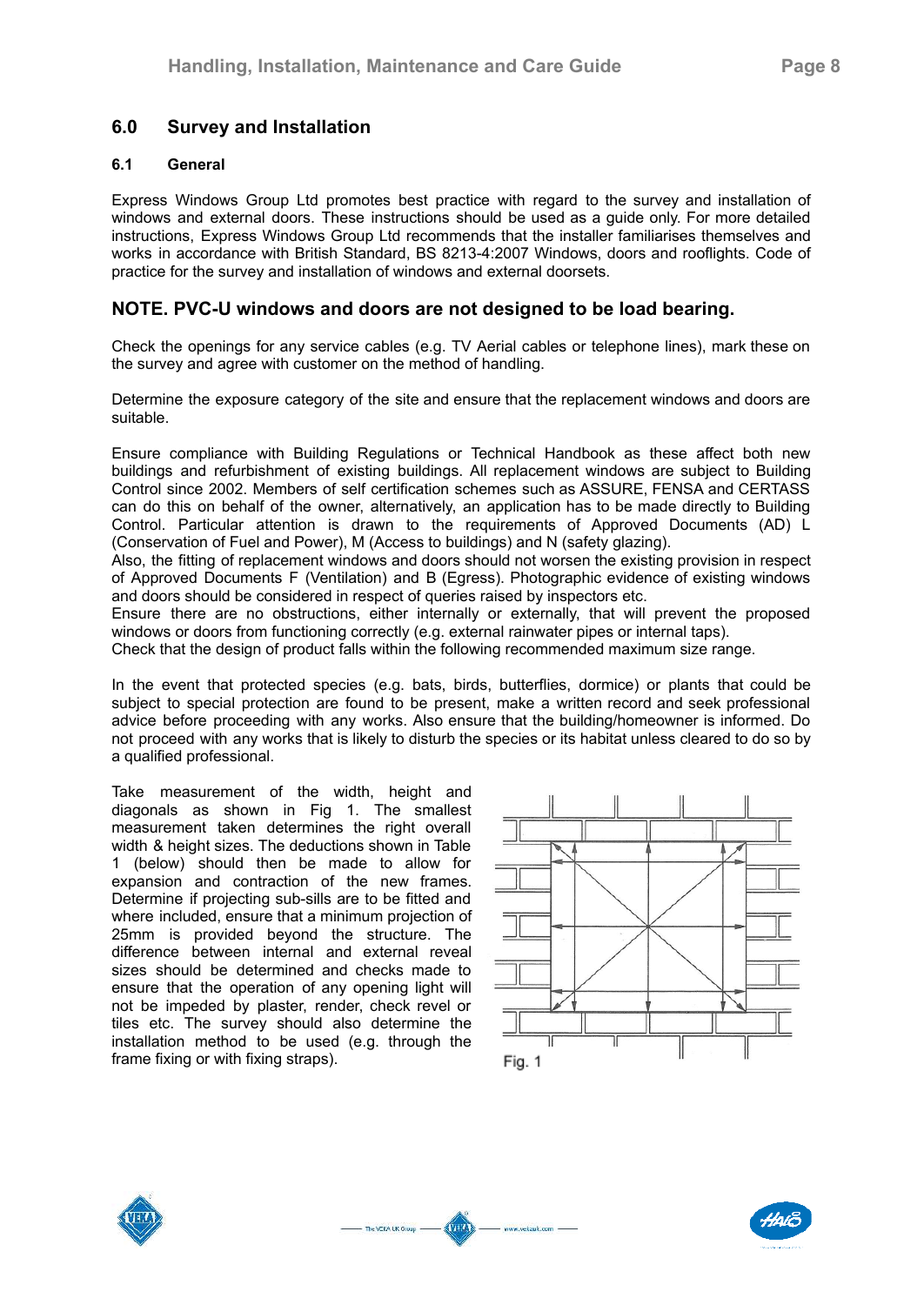## 6.0 Survey and Installation

### 6.1 General

Express Windows Group Ltd promotes best practice with regard to the survey and installation of windows and external doors. These instructions should be used as a guide only. For more detailed instructions, Express Windows Group Ltd recommends that the installer familiarises themselves and works in accordance with British Standard, BS 8213-4:2007 Windows, doors and rooflights. Code of practice for the survey and installation of windows and external doorsets.

**NOTE. PVC-U windows and doors are not designed to be load bearing.**

Check the openings for any service cables (e.g. TV Aerial cables or telephone lines), mark these on the survey and agree with customer on the method of handling.

Determine the exposure category of the site and ensure that the replacement windows and doors are suitable.

Ensure compliance with Building Regulations or Technical Handbook as these affect both new buildings and refurbishment of existing buildings. All replacement windows are subject to Building Control since 2002. Members of self certification schemes such as ASSURE, FENSA and CERTASS can do this on behalf of the owner, alternatively, an application has to be made directly to Building Control. Particular attention is drawn to the requirements of Approved Documents (AD) L (Conservation of Fuel and Power), M (Access to buildings) and N (safety glazing).
Also, the fitting of replacement windows and doors should not worsen the existing provision in respect of Approved Documents F (Ventilation) and B (Egress). Photographic evidence of existing windows and doors should be considered in respect of queries raised by inspectors etc.
Ensure there are no obstructions, either internally or externally, that will prevent the proposed windows or doors from functioning correctly (e.g. external rainwater pipes or internal taps).
Check that the design of product falls within the following recommended maximum size range.

In the event that protected species (e.g. bats, birds, butterflies, dormice) or plants that could be subject to special protection are found to be present, make a written record and seek professional advice before proceeding with any works. Also ensure that the building/homeowner is informed. Do not proceed with any works that is likely to disturb the species or its habitat unless cleared to do so by a qualified professional.

Take measurement of the width, height and diagonals as shown in Fig 1. The smallest measurement taken determines the right overall width & height sizes. The deductions shown in Table 1 (below) should then be made to allow for expansion and contraction of the new frames. Determine if projecting sub-sills are to be fitted and where included, ensure that a minimum projection of 25mm is provided beyond the structure. The difference between internal and external reveal sizes should be determined and checks made to ensure that the operation of any opening light will not be impeded by plaster, render, check revel or tiles etc. The survey should also determine the installation method to be used (e.g. through the frame fixing or with fixing straps).

Fig. 1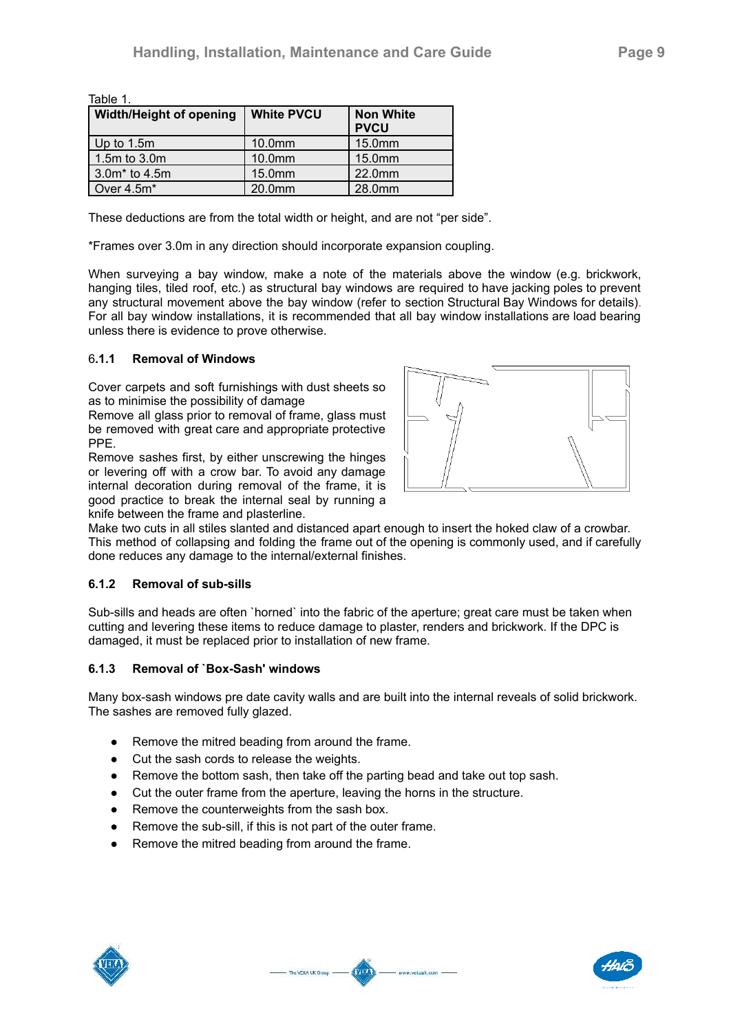Table 1.

| Width/Height of opening | White PVCU | Non White PVCU |
|---|---|---|
| Up to 1.5m | 10.0mm | 15.0mm |
| 1.5m to 3.0m | 10.0mm | 15.0mm |
| 3.0m* to 4.5m | 15.0mm | 22.0mm |
| Over 4.5m* | 20.0mm | 28.0mm |

These deductions are from the total width or height, and are not "per side".

*Frames over 3.0m in any direction should incorporate expansion coupling.

When surveying a bay window, make a note of the materials above the window (e.g. brickwork, hanging tiles, tiled roof, etc.) as structural bay windows are required to have jacking poles to prevent any structural movement above the bay window (refer to section Structural Bay Windows for details). For all bay window installations, it is recommended that all bay window installations are load bearing unless there is evidence to prove otherwise.

### 6.1.1 Removal of Windows

Cover carpets and soft furnishings with dust sheets so as to minimise the possibility of damage
Remove all glass prior to removal of frame, glass must be removed with great care and appropriate protective PPE.
Remove sashes first, by either unscrewing the hinges or levering off with a crow bar. To avoid any damage internal decoration during removal of the frame, it is good practice to break the internal seal by running a knife between the frame and plasterline.
Make two cuts in all stiles slanted and distanced apart enough to insert the hoked claw of a crowbar. This method of collapsing and folding the frame out of the opening is commonly used, and if carefully done reduces any damage to the internal/external finishes.

### 6.1.2 Removal of sub-sills

Sub-sills and heads are often `horned` into the fabric of the aperture; great care must be taken when cutting and levering these items to reduce damage to plaster, renders and brickwork. If the DPC is damaged, it must be replaced prior to installation of new frame.

### 6.1.3 Removal of `Box-Sash' windows

Many box-sash windows pre date cavity walls and are built into the internal reveals of solid brickwork. The sashes are removed fully glazed.

- Remove the mitred beading from around the frame.
- Cut the sash cords to release the weights.
- Remove the bottom sash, then take off the parting bead and take out top sash.
- Cut the outer frame from the aperture, leaving the horns in the structure.
- Remove the counterweights from the sash box.
- Remove the sub-sill, if this is not part of the outer frame.
- Remove the mitred beading from around the frame.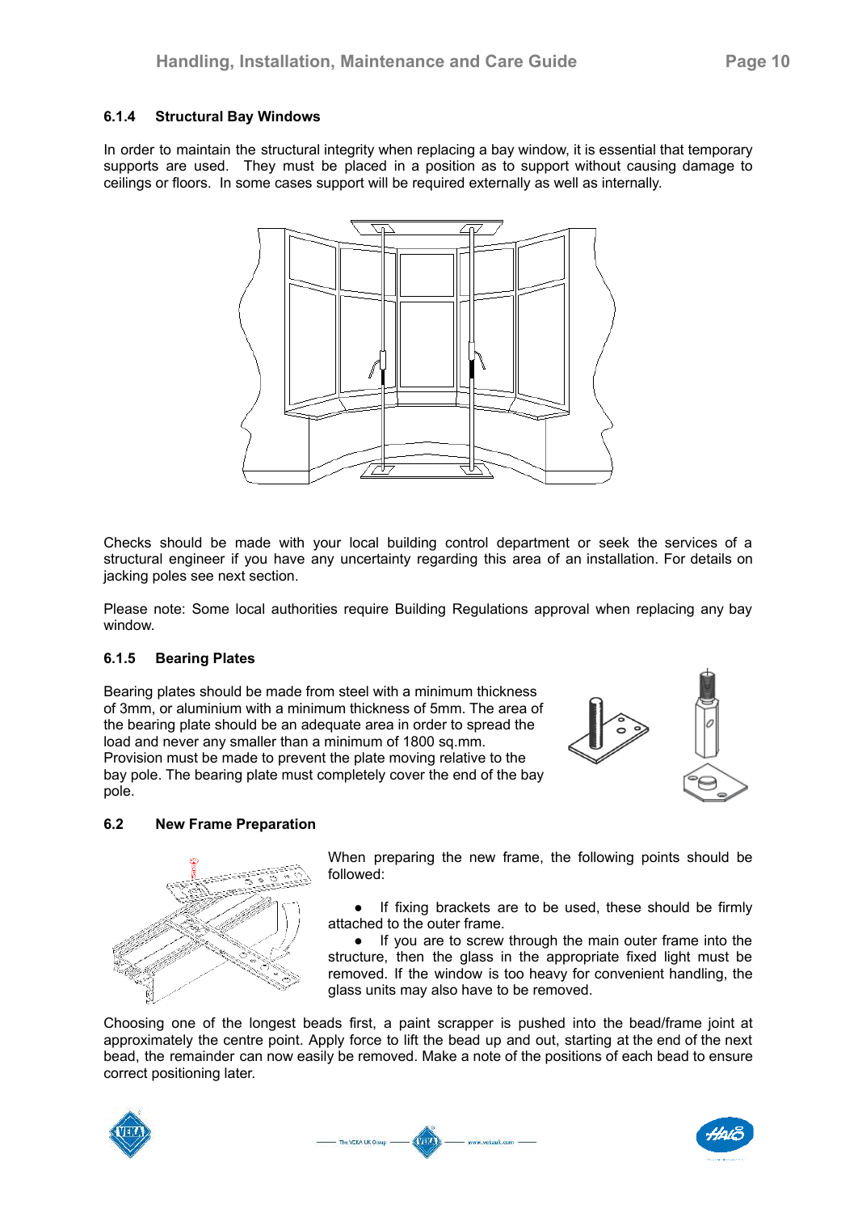### 6.1.4 Structural Bay Windows

In order to maintain the structural integrity when replacing a bay window, it is essential that temporary supports are used. They must be placed in a position as to support without causing damage to ceilings or floors. In some cases support will be required externally as well as internally.

Checks should be made with your local building control department or seek the services of a structural engineer if you have any uncertainty regarding this area of an installation. For details on jacking poles see next section.

Please note: Some local authorities require Building Regulations approval when replacing any bay window.

### 6.1.5 Bearing Plates

Bearing plates should be made from steel with a minimum thickness of 3mm, or aluminium with a minimum thickness of 5mm. The area of the bearing plate should be an adequate area in order to spread the load and never any smaller than a minimum of 1800 sq.mm. Provision must be made to prevent the plate moving relative to the bay pole. The bearing plate must completely cover the end of the bay pole.

## 6.2 New Frame Preparation

When preparing the new frame, the following points should be followed:

- If fixing brackets are to be used, these should be firmly attached to the outer frame.
- If you are to screw through the main outer frame into the structure, then the glass in the appropriate fixed light must be removed. If the window is too heavy for convenient handling, the glass units may also have to be removed.

Choosing one of the longest beads first, a paint scrapper is pushed into the bead/frame joint at approximately the centre point. Apply force to lift the bead up and out, starting at the end of the next bead, the remainder can now easily be removed. Make a note of the positions of each bead to ensure correct positioning later.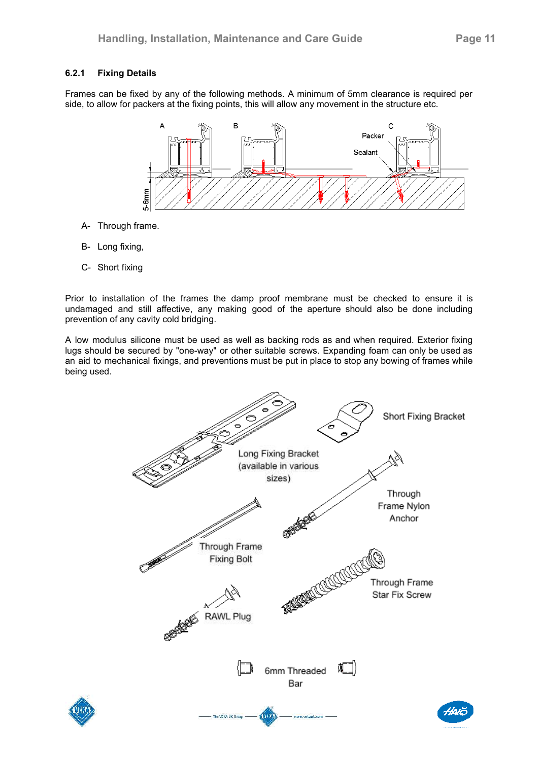### 6.2.1 Fixing Details

Frames can be fixed by any of the following methods. A minimum of 5mm clearance is required per side, to allow for packers at the fixing points, this will allow any movement in the structure etc.

- A- Through frame.
- B- Long fixing,
- C- Short fixing

Prior to installation of the frames the damp proof membrane must be checked to ensure it is undamaged and still affective, any making good of the aperture should also be done including prevention of any cavity cold bridging.

A low modulus silicone must be used as well as backing rods as and when required. Exterior fixing lugs should be secured by "one-way" or other suitable screws. Expanding foam can only be used as an aid to mechanical fixings, and preventions must be put in place to stop any bowing of frames while being used.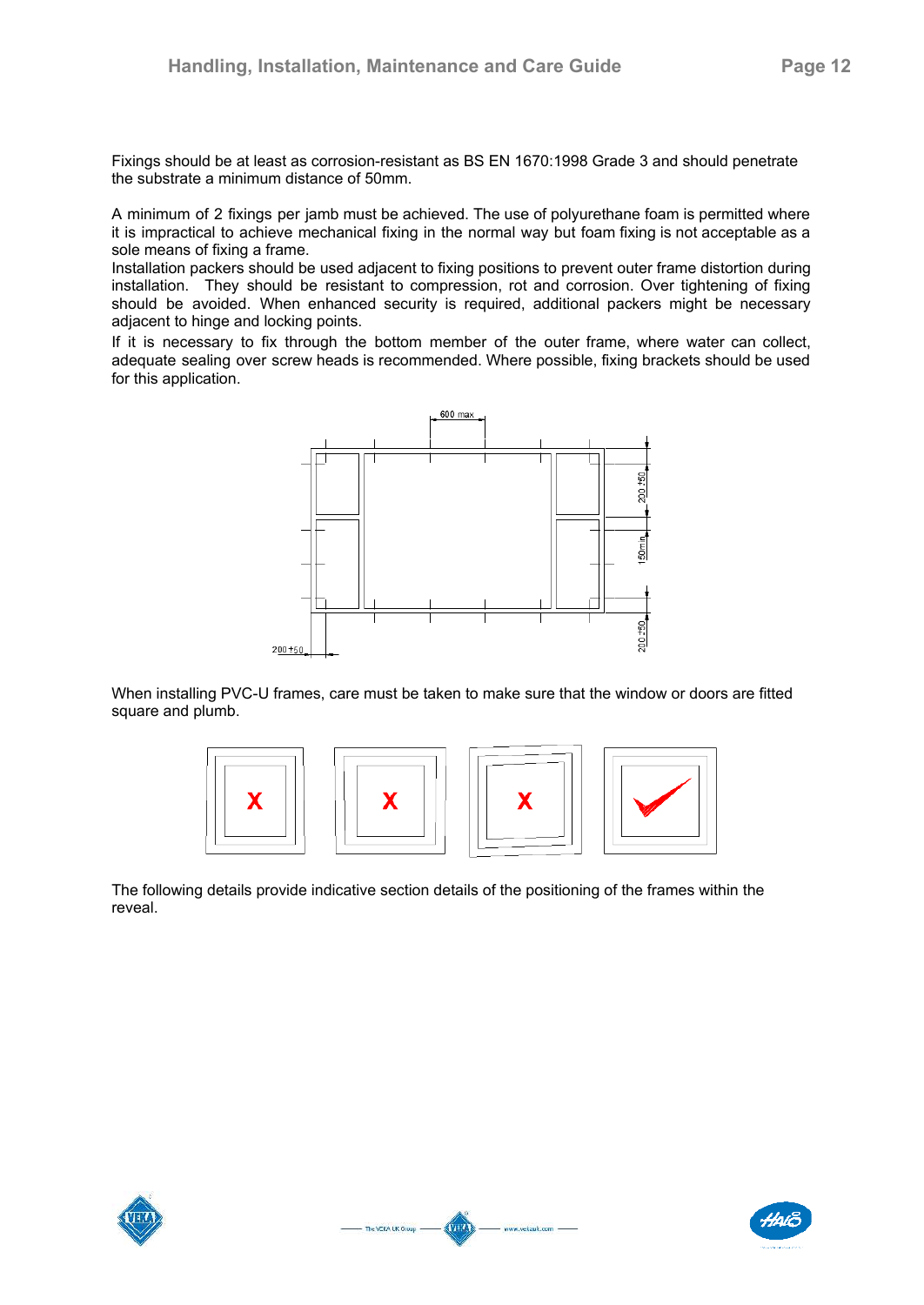Fixings should be at least as corrosion-resistant as BS EN 1670:1998 Grade 3 and should penetrate the substrate a minimum distance of 50mm.

A minimum of 2 fixings per jamb must be achieved. The use of polyurethane foam is permitted where it is impractical to achieve mechanical fixing in the normal way but foam fixing is not acceptable as a sole means of fixing a frame.

Installation packers should be used adjacent to fixing positions to prevent outer frame distortion during installation. They should be resistant to compression, rot and corrosion. Over tightening of fixing should be avoided. When enhanced security is required, additional packers might be necessary adjacent to hinge and locking points.

If it is necessary to fix through the bottom member of the outer frame, where water can collect, adequate sealing over screw heads is recommended. Where possible, fixing brackets should be used for this application.

When installing PVC-U frames, care must be taken to make sure that the window or doors are fitted square and plumb.

The following details provide indicative section details of the positioning of the frames within the reveal.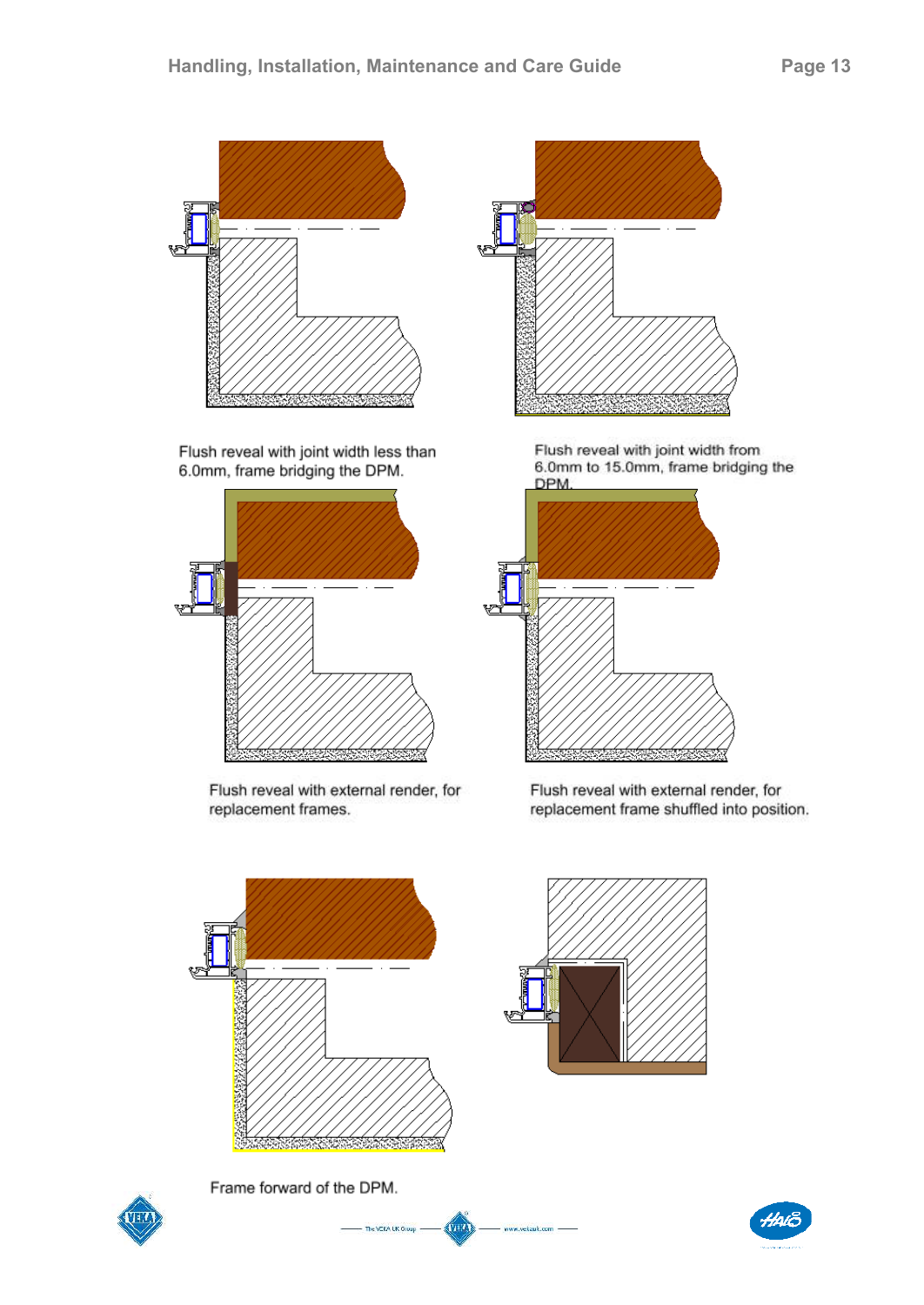Flush reveal with joint width less than 6.0mm, frame bridging the DPM.

Flush reveal with joint width from 6.0mm to 15.0mm, frame bridging the DPM.

Flush reveal with external render, for replacement frames.

Flush reveal with external render, for replacement frame shuffled into position.

Frame forward of the DPM.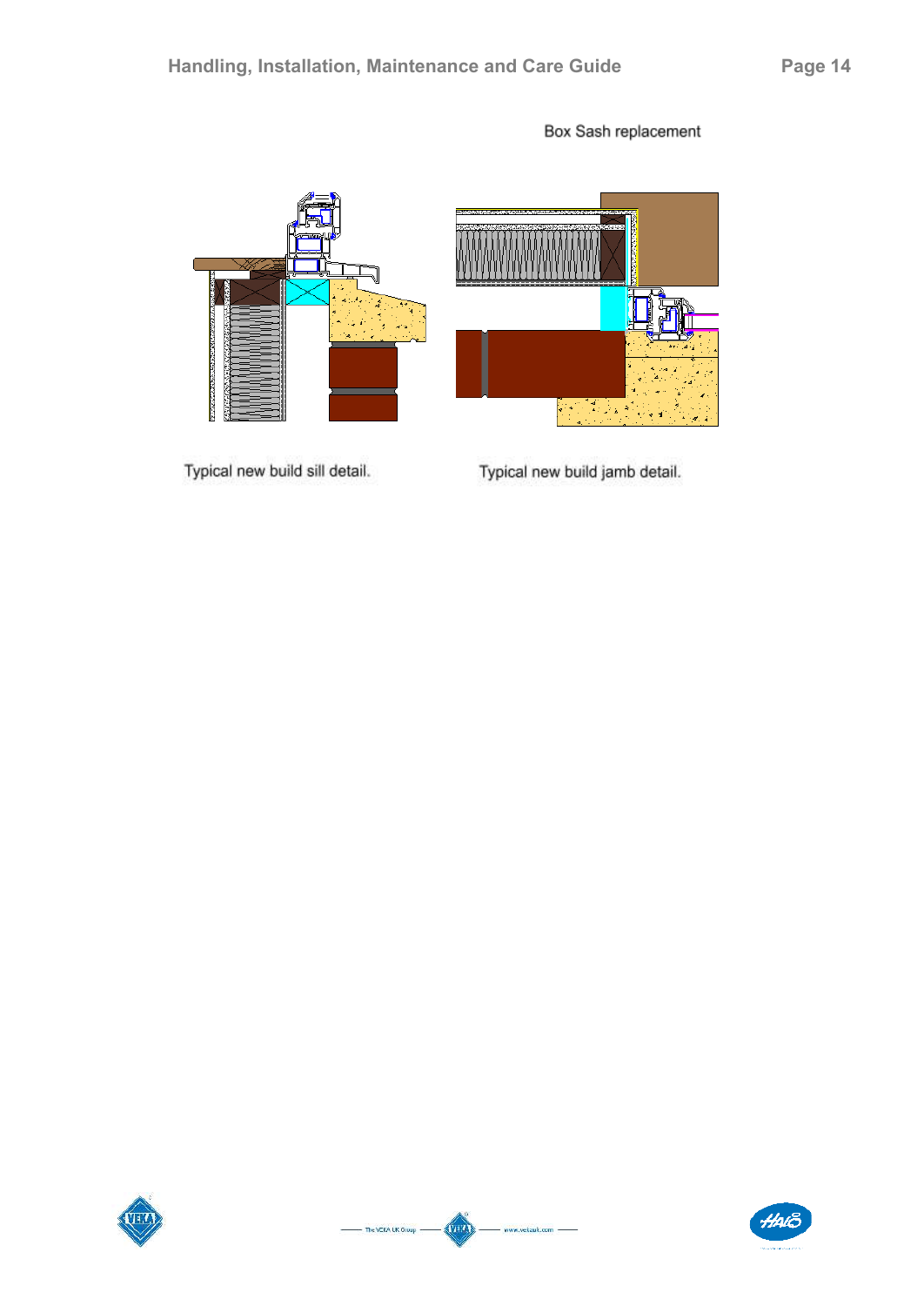Box Sash replacement

Typical new build sill detail.

Typical new build jamb detail.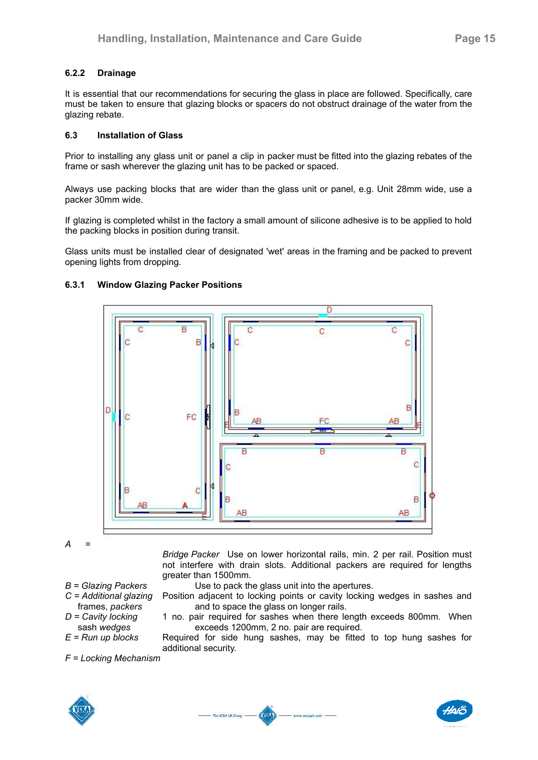#### 6.2.2 Drainage

It is essential that our recommendations for securing the glass in place are followed. Specifically, care must be taken to ensure that glazing blocks or spacers do not obstruct drainage of the water from the glazing rebate.

### 6.3 Installation of Glass

Prior to installing any glass unit or panel a clip in packer must be fitted into the glazing rebates of the frame or sash wherever the glazing unit has to be packed or spaced.

Always use packing blocks that are wider than the glass unit or panel, e.g. Unit 28mm wide, use a packer 30mm wide.

If glazing is completed whilst in the factory a small amount of silicone adhesive is to be applied to hold the packing blocks in position during transit.

Glass units must be installed clear of designated 'wet' areas in the framing and be packed to prevent opening lights from dropping.

#### 6.3.1 Window Glazing Packer Positions

*A* = *Bridge Packer* Use on lower horizontal rails, min. 2 per rail. Position must not interfere with drain slots. Additional packers are required for lengths greater than 1500mm.

*B = Glazing Packers* Use to pack the glass unit into the apertures.

*C = Additional glazing frames, packers* Position adjacent to locking points or cavity locking wedges in sashes and and to space the glass on longer rails.

*D = Cavity locking sash wedges* 1 no. pair required for sashes when there length exceeds 800mm. When exceeds 1200mm, 2 no. pair are required.

*E = Run up blocks* Required for side hung sashes, may be fitted to top hung sashes for additional security.

*F = Locking Mechanism*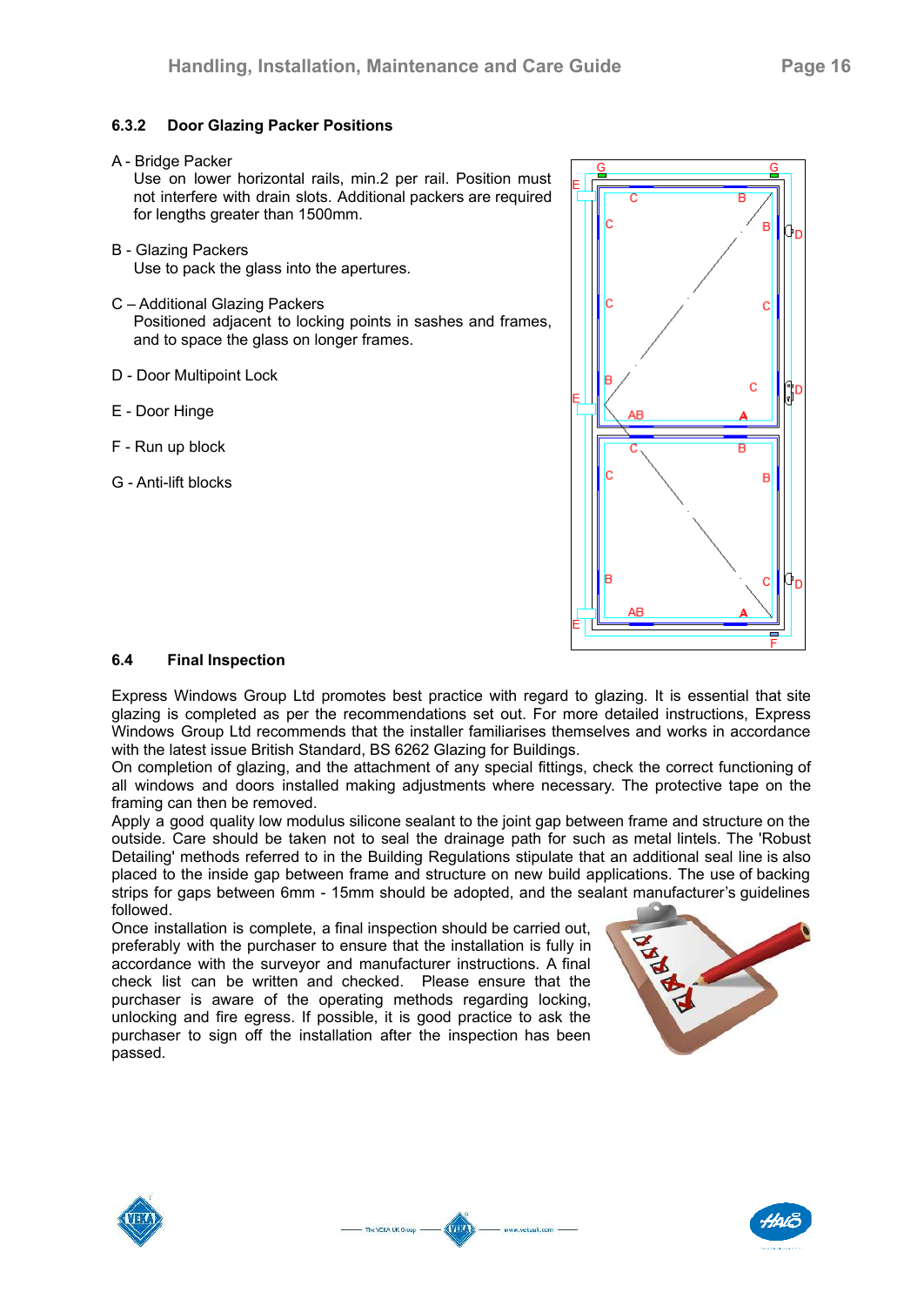### 6.3.2 Door Glazing Packer Positions

A - Bridge Packer
Use on lower horizontal rails, min.2 per rail. Position must not interfere with drain slots. Additional packers are required for lengths greater than 1500mm.

B - Glazing Packers
Use to pack the glass into the apertures.

C – Additional Glazing Packers
Positioned adjacent to locking points in sashes and frames, and to space the glass on longer frames.

D - Door Multipoint Lock

E - Door Hinge

F - Run up block

G - Anti-lift blocks

## 6.4 Final Inspection

Express Windows Group Ltd promotes best practice with regard to glazing. It is essential that site glazing is completed as per the recommendations set out. For more detailed instructions, Express Windows Group Ltd recommends that the installer familiarises themselves and works in accordance with the latest issue British Standard, BS 6262 Glazing for Buildings.

On completion of glazing, and the attachment of any special fittings, check the correct functioning of all windows and doors installed making adjustments where necessary. The protective tape on the framing can then be removed.

Apply a good quality low modulus silicone sealant to the joint gap between frame and structure on the outside. Care should be taken not to seal the drainage path for such as metal lintels. The 'Robust Detailing' methods referred to in the Building Regulations stipulate that an additional seal line is also placed to the inside gap between frame and structure on new build applications. The use of backing strips for gaps between 6mm - 15mm should be adopted, and the sealant manufacturer's guidelines followed.

Once installation is complete, a final inspection should be carried out, preferably with the purchaser to ensure that the installation is fully in accordance with the surveyor and manufacturer instructions. A final check list can be written and checked. Please ensure that the purchaser is aware of the operating methods regarding locking, unlocking and fire egress. If possible, it is good practice to ask the purchaser to sign off the installation after the inspection has been passed.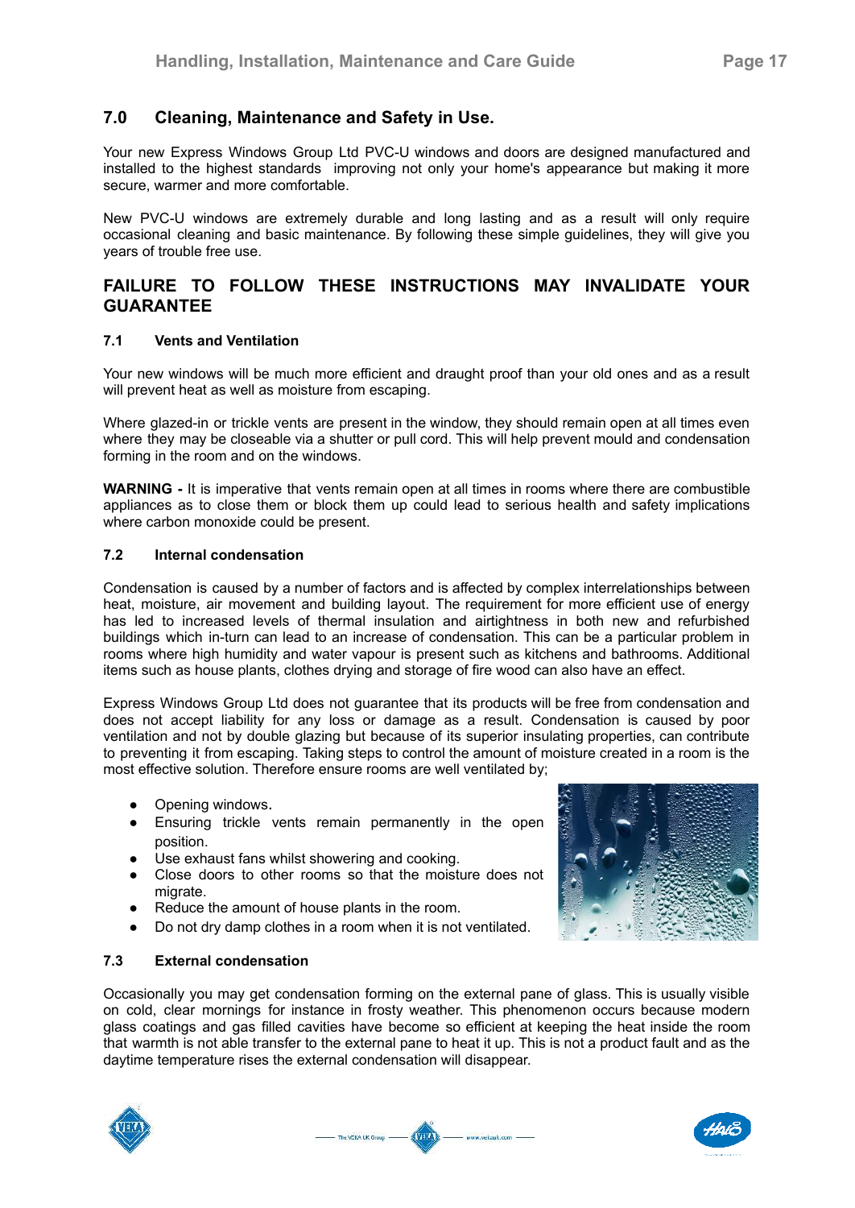## 7.0 Cleaning, Maintenance and Safety in Use.

Your new Express Windows Group Ltd PVC-U windows and doors are designed manufactured and installed to the highest standards improving not only your home's appearance but making it more secure, warmer and more comfortable.

New PVC-U windows are extremely durable and long lasting and as a result will only require occasional cleaning and basic maintenance. By following these simple guidelines, they will give you years of trouble free use.

## FAILURE TO FOLLOW THESE INSTRUCTIONS MAY INVALIDATE YOUR GUARANTEE

### 7.1 Vents and Ventilation

Your new windows will be much more efficient and draught proof than your old ones and as a result will prevent heat as well as moisture from escaping.

Where glazed-in or trickle vents are present in the window, they should remain open at all times even where they may be closeable via a shutter or pull cord. This will help prevent mould and condensation forming in the room and on the windows.

**WARNING -** It is imperative that vents remain open at all times in rooms where there are combustible appliances as to close them or block them up could lead to serious health and safety implications where carbon monoxide could be present.

### 7.2 Internal condensation

Condensation is caused by a number of factors and is affected by complex interrelationships between heat, moisture, air movement and building layout. The requirement for more efficient use of energy has led to increased levels of thermal insulation and airtightness in both new and refurbished buildings which in-turn can lead to an increase of condensation. This can be a particular problem in rooms where high humidity and water vapour is present such as kitchens and bathrooms. Additional items such as house plants, clothes drying and storage of fire wood can also have an effect.

Express Windows Group Ltd does not guarantee that its products will be free from condensation and does not accept liability for any loss or damage as a result. Condensation is caused by poor ventilation and not by double glazing but because of its superior insulating properties, can contribute to preventing it from escaping. Taking steps to control the amount of moisture created in a room is the most effective solution. Therefore ensure rooms are well ventilated by;

- Opening windows.
- Ensuring trickle vents remain permanently in the open position.
- Use exhaust fans whilst showering and cooking.
- Close doors to other rooms so that the moisture does not migrate.
- Reduce the amount of house plants in the room.
- Do not dry damp clothes in a room when it is not ventilated.

### 7.3 External condensation

Occasionally you may get condensation forming on the external pane of glass. This is usually visible on cold, clear mornings for instance in frosty weather. This phenomenon occurs because modern glass coatings and gas filled cavities have become so efficient at keeping the heat inside the room that warmth is not able transfer to the external pane to heat it up. This is not a product fault and as the daytime temperature rises the external condensation will disappear.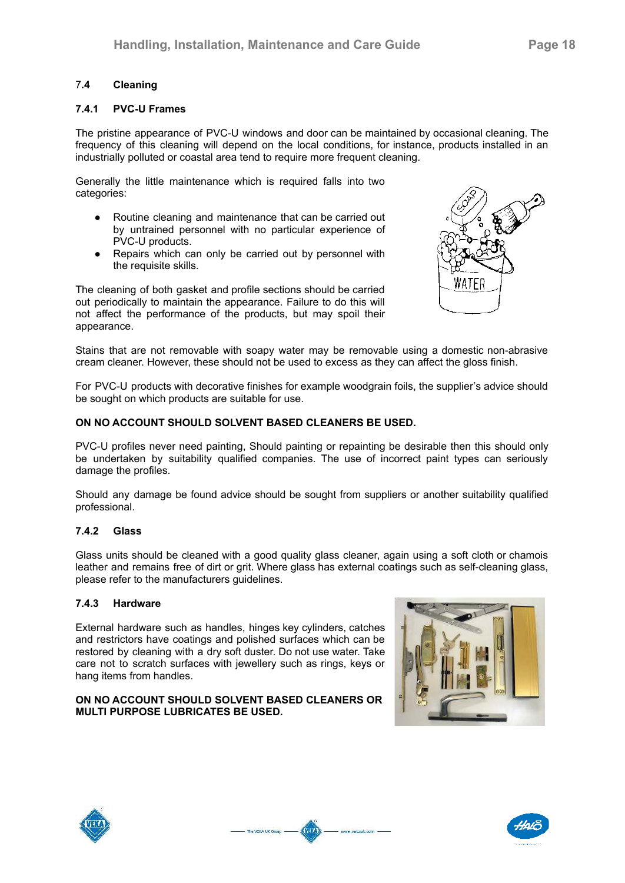## 7.4 Cleaning

### 7.4.1 PVC-U Frames

The pristine appearance of PVC-U windows and door can be maintained by occasional cleaning. The frequency of this cleaning will depend on the local conditions, for instance, products installed in an industrially polluted or coastal area tend to require more frequent cleaning.

Generally the little maintenance which is required falls into two categories:

- Routine cleaning and maintenance that can be carried out by untrained personnel with no particular experience of PVC-U products.
- Repairs which can only be carried out by personnel with the requisite skills.

The cleaning of both gasket and profile sections should be carried out periodically to maintain the appearance. Failure to do this will not affect the performance of the products, but may spoil their appearance.

Stains that are not removable with soapy water may be removable using a domestic non-abrasive cream cleaner. However, these should not be used to excess as they can affect the gloss finish.

For PVC-U products with decorative finishes for example woodgrain foils, the supplier's advice should be sought on which products are suitable for use.

**ON NO ACCOUNT SHOULD SOLVENT BASED CLEANERS BE USED.**

PVC-U profiles never need painting, Should painting or repainting be desirable then this should only be undertaken by suitability qualified companies. The use of incorrect paint types can seriously damage the profiles.

Should any damage be found advice should be sought from suppliers or another suitability qualified professional.

### 7.4.2 Glass

Glass units should be cleaned with a good quality glass cleaner, again using a soft cloth or chamois leather and remains free of dirt or grit. Where glass has external coatings such as self-cleaning glass, please refer to the manufacturers guidelines.

### 7.4.3 Hardware

External hardware such as handles, hinges key cylinders, catches and restrictors have coatings and polished surfaces which can be restored by cleaning with a dry soft duster. Do not use water. Take care not to scratch surfaces with jewellery such as rings, keys or hang items from handles.

**ON NO ACCOUNT SHOULD SOLVENT BASED CLEANERS OR MULTI PURPOSE LUBRICATES BE USED.**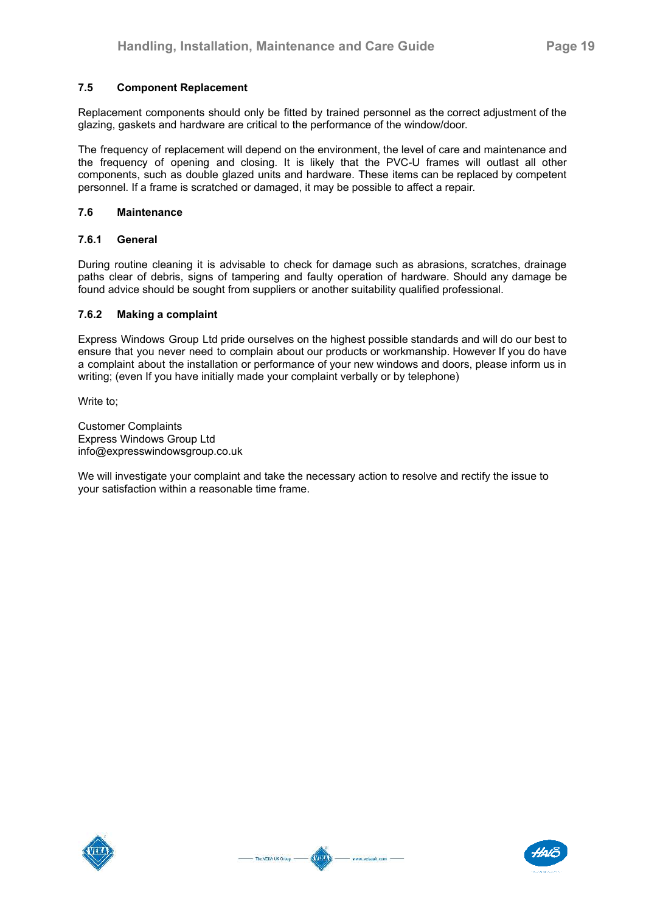### 7.5 Component Replacement

Replacement components should only be fitted by trained personnel as the correct adjustment of the glazing, gaskets and hardware are critical to the performance of the window/door.

The frequency of replacement will depend on the environment, the level of care and maintenance and the frequency of opening and closing. It is likely that the PVC-U frames will outlast all other components, such as double glazed units and hardware. These items can be replaced by competent personnel. If a frame is scratched or damaged, it may be possible to affect a repair.

### 7.6 Maintenance

#### 7.6.1 General

During routine cleaning it is advisable to check for damage such as abrasions, scratches, drainage paths clear of debris, signs of tampering and faulty operation of hardware. Should any damage be found advice should be sought from suppliers or another suitability qualified professional.

#### 7.6.2 Making a complaint

Express Windows Group Ltd pride ourselves on the highest possible standards and will do our best to ensure that you never need to complain about our products or workmanship. However If you do have a complaint about the installation or performance of your new windows and doors, please inform us in writing; (even If you have initially made your complaint verbally or by telephone)

Write to;

Customer Complaints
Express Windows Group Ltd
info@expresswindowsgroup.co.uk

We will investigate your complaint and take the necessary action to resolve and rectify the issue to your satisfaction within a reasonable time frame.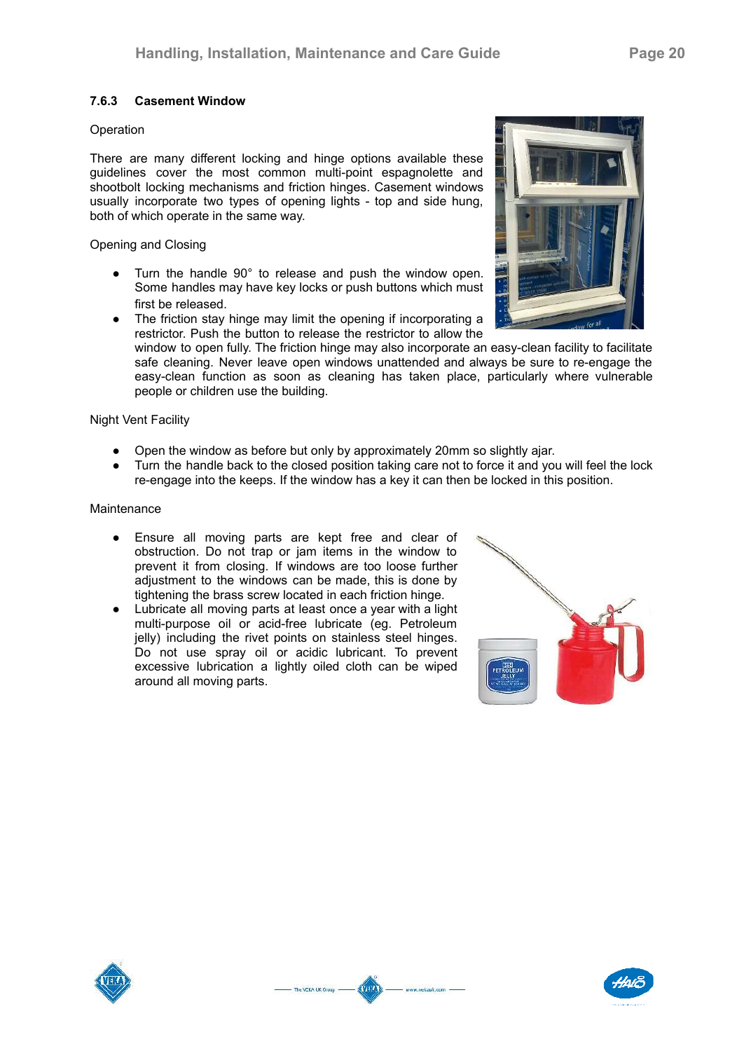### 7.6.3 Casement Window

Operation

There are many different locking and hinge options available these guidelines cover the most common multi-point espagnolette and shootbolt locking mechanisms and friction hinges. Casement windows usually incorporate two types of opening lights - top and side hung, both of which operate in the same way.

Opening and Closing

- Turn the handle 90° to release and push the window open. Some handles may have key locks or push buttons which must first be released.
- The friction stay hinge may limit the opening if incorporating a restrictor. Push the button to release the restrictor to allow the window to open fully. The friction hinge may also incorporate an easy-clean facility to facilitate safe cleaning. Never leave open windows unattended and always be sure to re-engage the easy-clean function as soon as cleaning has taken place, particularly where vulnerable people or children use the building.

Night Vent Facility

- Open the window as before but only by approximately 20mm so slightly ajar.
- Turn the handle back to the closed position taking care not to force it and you will feel the lock re-engage into the keeps. If the window has a key it can then be locked in this position.

Maintenance

- Ensure all moving parts are kept free and clear of obstruction. Do not trap or jam items in the window to prevent it from closing. If windows are too loose further adjustment to the windows can be made, this is done by tightening the brass screw located in each friction hinge.
- Lubricate all moving parts at least once a year with a light multi-purpose oil or acid-free lubricate (eg. Petroleum jelly) including the rivet points on stainless steel hinges. Do not use spray oil or acidic lubricant. To prevent excessive lubrication a lightly oiled cloth can be wiped around all moving parts.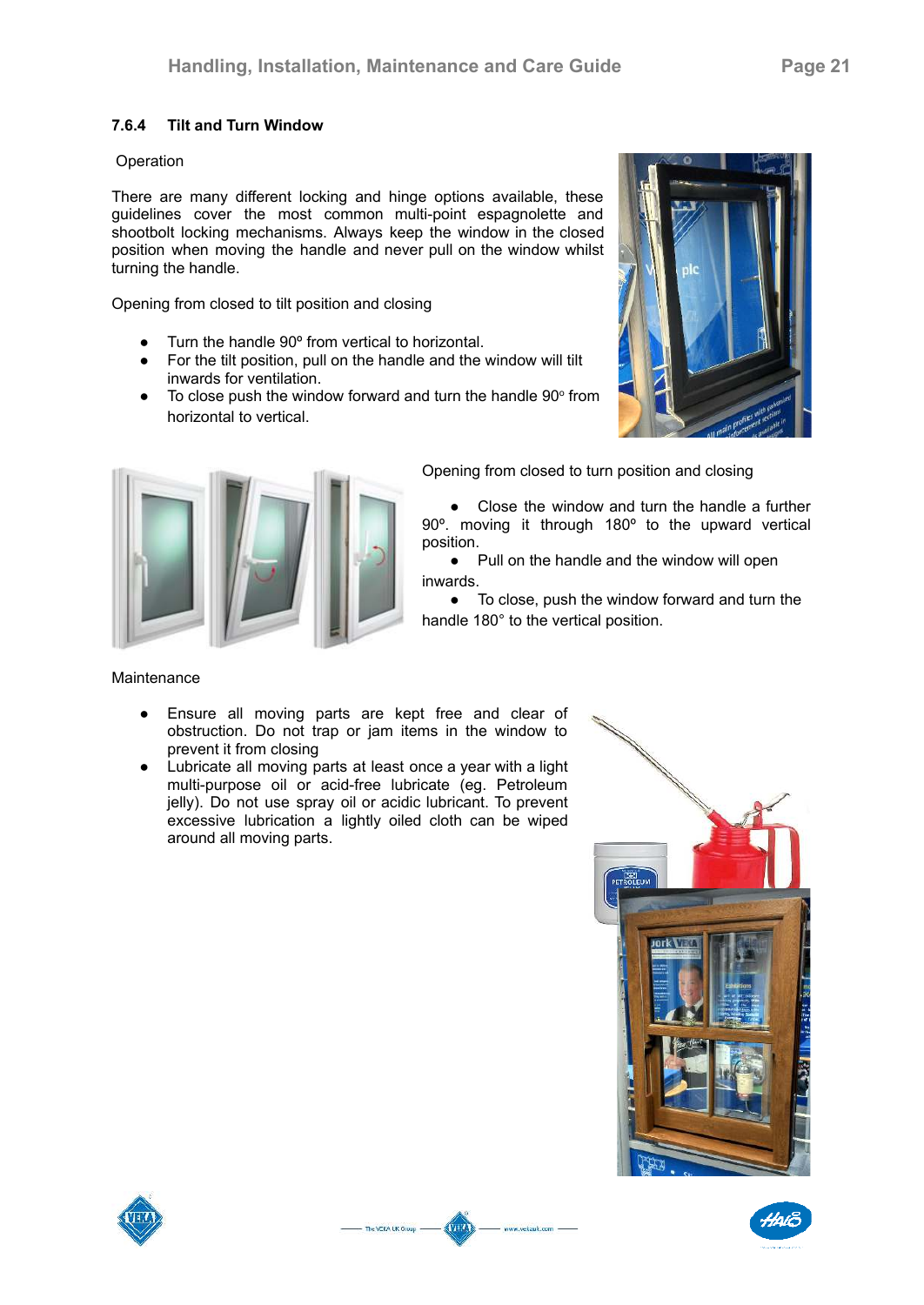### 7.6.4 Tilt and Turn Window

Operation

There are many different locking and hinge options available, these guidelines cover the most common multi-point espagnolette and shootbolt locking mechanisms. Always keep the window in the closed position when moving the handle and never pull on the window whilst turning the handle.

Opening from closed to tilt position and closing

- Turn the handle 90º from vertical to horizontal.
- For the tilt position, pull on the handle and the window will tilt inwards for ventilation.
- To close push the window forward and turn the handle 90º from horizontal to vertical.

Opening from closed to turn position and closing

- Close the window and turn the handle a further 90º. moving it through 180º to the upward vertical position.
- Pull on the handle and the window will open inwards.
- To close, push the window forward and turn the handle 180° to the vertical position.

Maintenance

- Ensure all moving parts are kept free and clear of obstruction. Do not trap or jam items in the window to prevent it from closing
- Lubricate all moving parts at least once a year with a light multi-purpose oil or acid-free lubricate (eg. Petroleum jelly). Do not use spray oil or acidic lubricant. To prevent excessive lubrication a lightly oiled cloth can be wiped around all moving parts.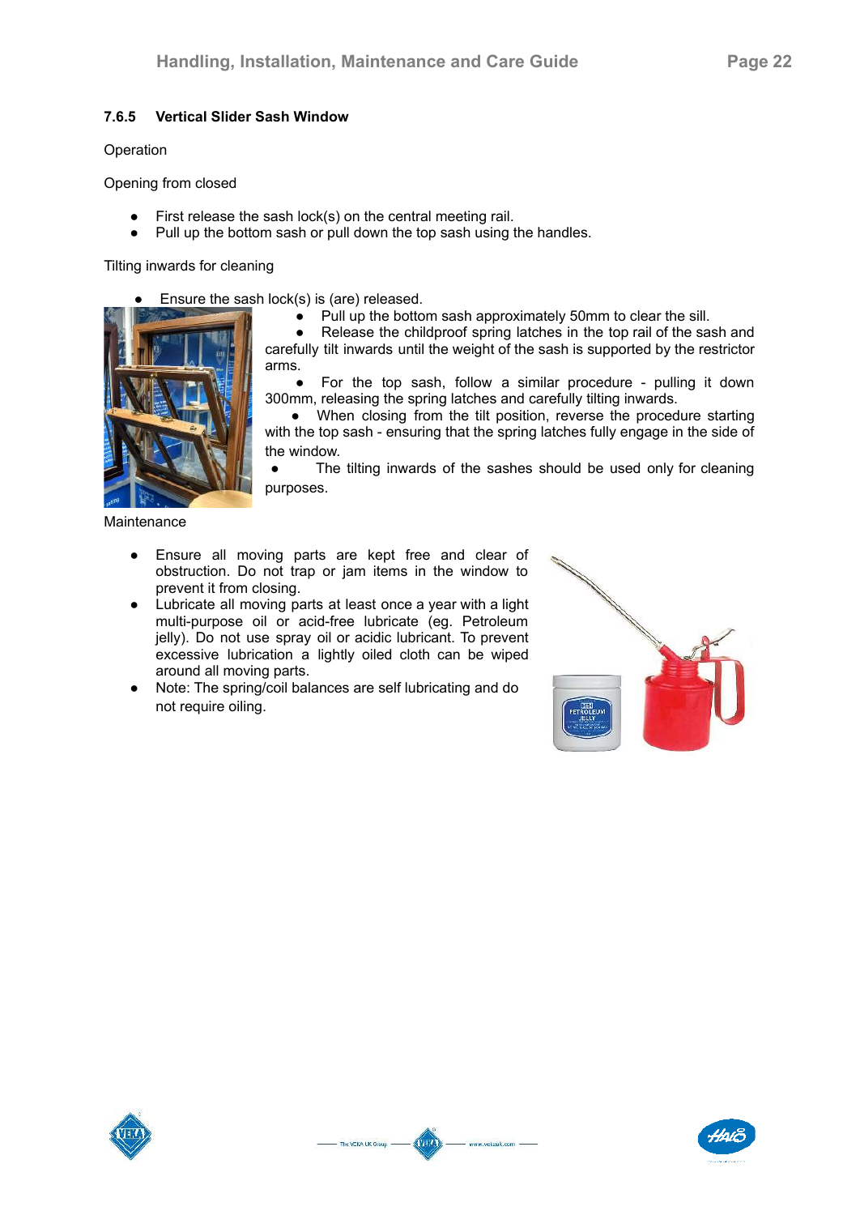### 7.6.5 Vertical Slider Sash Window

Operation

Opening from closed

- First release the sash lock(s) on the central meeting rail.
- Pull up the bottom sash or pull down the top sash using the handles.

Tilting inwards for cleaning

- Ensure the sash lock(s) is (are) released.
- Pull up the bottom sash approximately 50mm to clear the sill.
- Release the childproof spring latches in the top rail of the sash and carefully tilt inwards until the weight of the sash is supported by the restrictor arms.
- For the top sash, follow a similar procedure - pulling it down 300mm, releasing the spring latches and carefully tilting inwards.
- When closing from the tilt position, reverse the procedure starting with the top sash - ensuring that the spring latches fully engage in the side of the window.
- The tilting inwards of the sashes should be used only for cleaning purposes.

Maintenance

- Ensure all moving parts are kept free and clear of obstruction. Do not trap or jam items in the window to prevent it from closing.
- Lubricate all moving parts at least once a year with a light multi-purpose oil or acid-free lubricate (eg. Petroleum jelly). Do not use spray oil or acidic lubricant. To prevent excessive lubrication a lightly oiled cloth can be wiped around all moving parts.
- Note: The spring/coil balances are self lubricating and do not require oiling.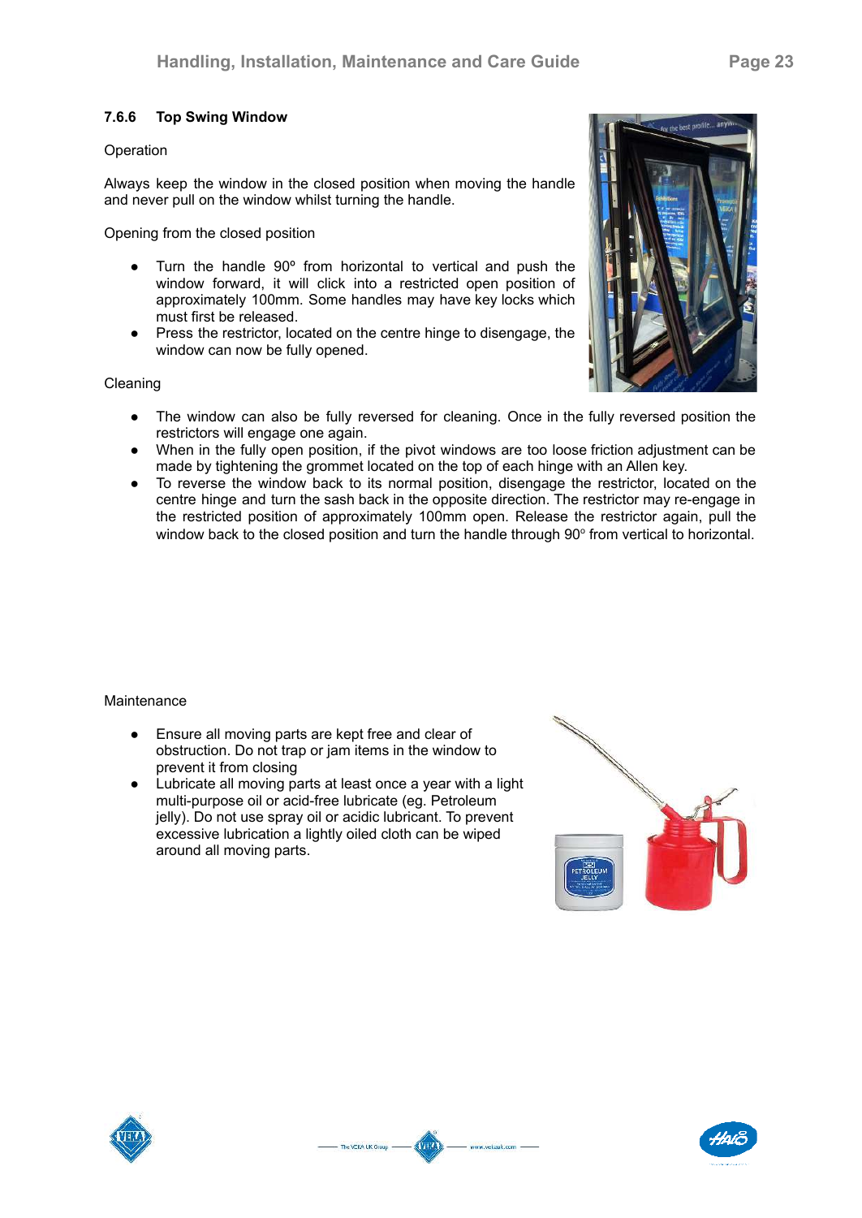### 7.6.6 Top Swing Window

Operation

Always keep the window in the closed position when moving the handle and never pull on the window whilst turning the handle.

Opening from the closed position

- Turn the handle 90º from horizontal to vertical and push the window forward, it will click into a restricted open position of approximately 100mm. Some handles may have key locks which must first be released.
- Press the restrictor, located on the centre hinge to disengage, the window can now be fully opened.

Cleaning

- The window can also be fully reversed for cleaning. Once in the fully reversed position the restrictors will engage one again.
- When in the fully open position, if the pivot windows are too loose friction adjustment can be made by tightening the grommet located on the top of each hinge with an Allen key.
- To reverse the window back to its normal position, disengage the restrictor, located on the centre hinge and turn the sash back in the opposite direction. The restrictor may re-engage in the restricted position of approximately 100mm open. Release the restrictor again, pull the window back to the closed position and turn the handle through 90º from vertical to horizontal.

Maintenance

- Ensure all moving parts are kept free and clear of obstruction. Do not trap or jam items in the window to prevent it from closing
- Lubricate all moving parts at least once a year with a light multi-purpose oil or acid-free lubricate (eg. Petroleum jelly). Do not use spray oil or acidic lubricant. To prevent excessive lubrication a lightly oiled cloth can be wiped around all moving parts.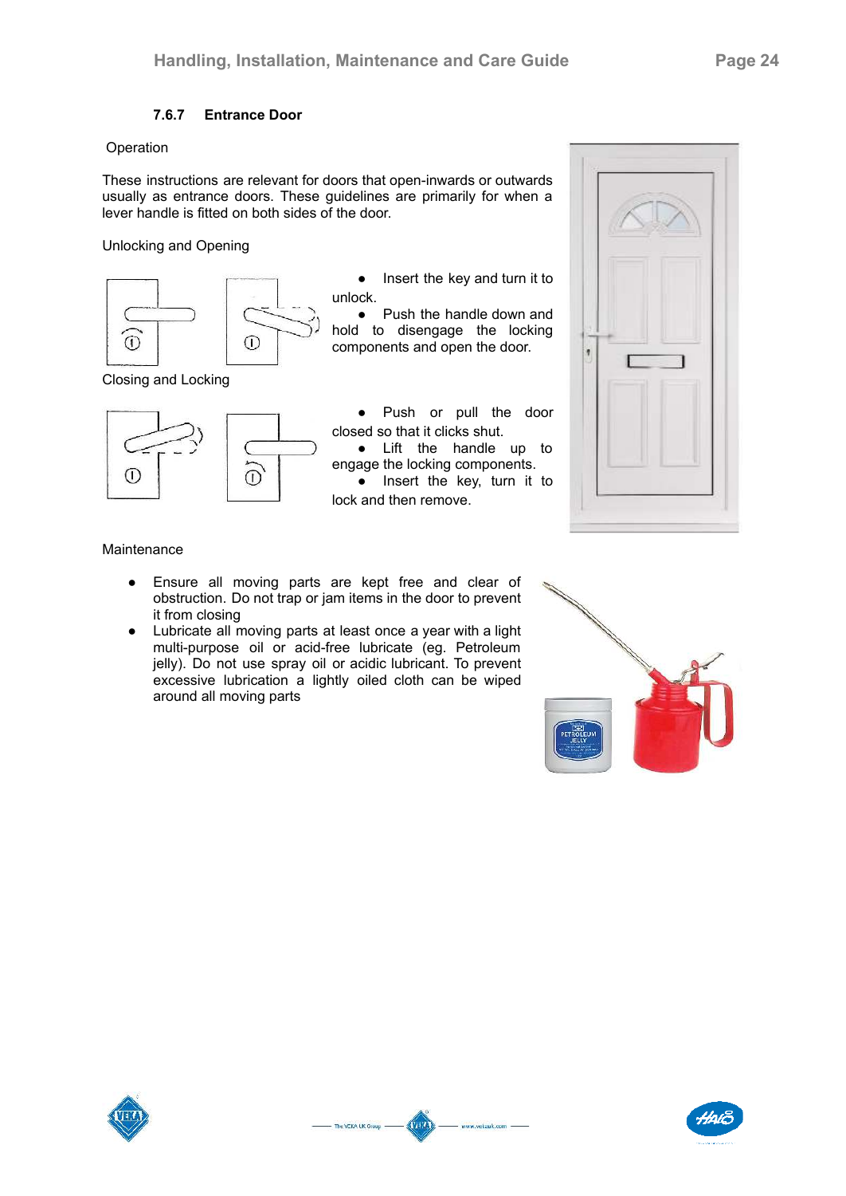### 7.6.7 Entrance Door

Operation

These instructions are relevant for doors that open-inwards or outwards usually as entrance doors. These guidelines are primarily for when a lever handle is fitted on both sides of the door.

Unlocking and Opening

- Insert the key and turn it to unlock.
- Push the handle down and hold to disengage the locking components and open the door.

Closing and Locking

- Push or pull the door closed so that it clicks shut.
- Lift the handle up to engage the locking components.
- Insert the key, turn it to lock and then remove.

Maintenance

- Ensure all moving parts are kept free and clear of obstruction. Do not trap or jam items in the door to prevent it from closing
- Lubricate all moving parts at least once a year with a light multi-purpose oil or acid-free lubricate (eg. Petroleum jelly). Do not use spray oil or acidic lubricant. To prevent excessive lubrication a lightly oiled cloth can be wiped around all moving parts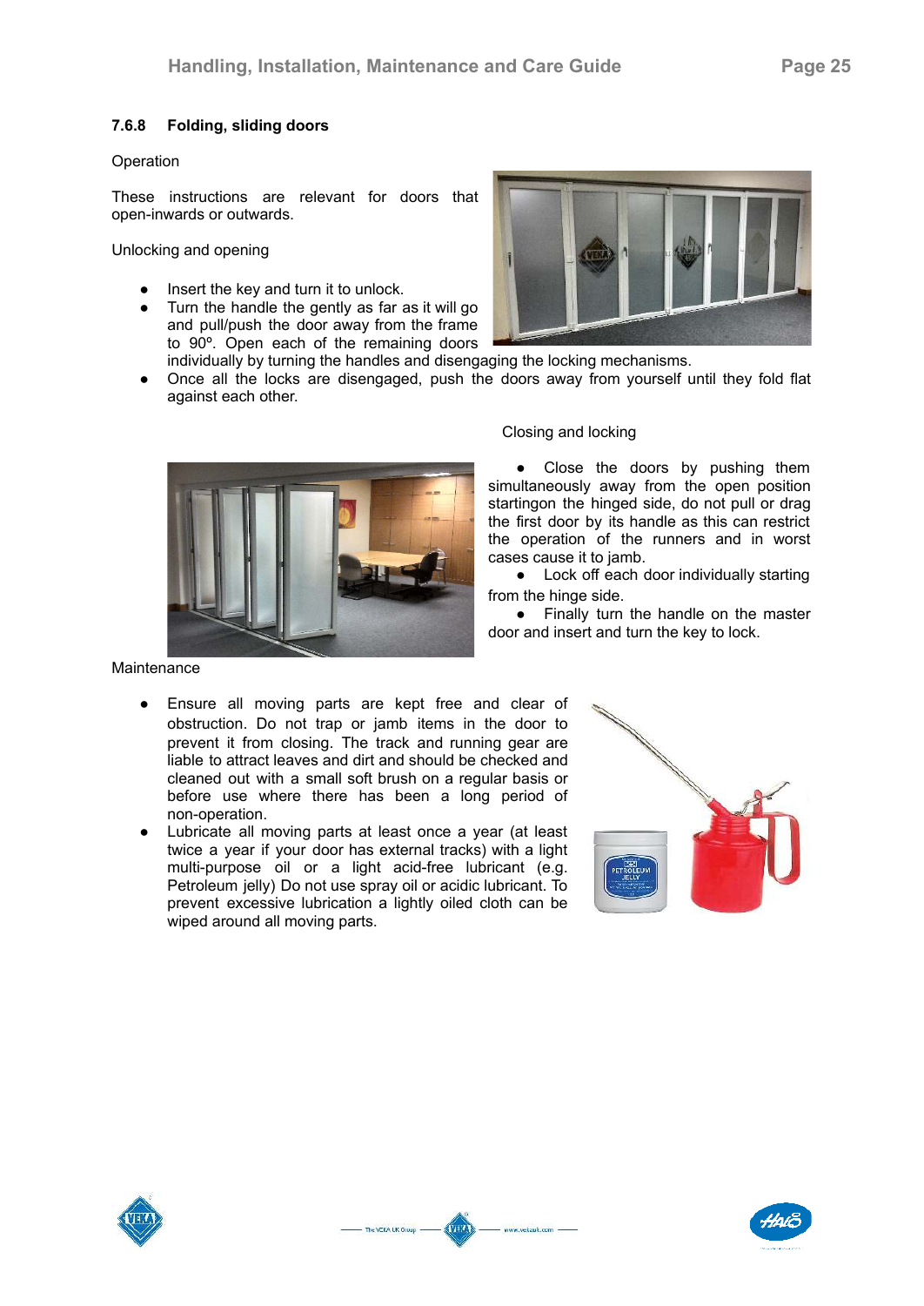### 7.6.8 Folding, sliding doors

Operation

These instructions are relevant for doors that open-inwards or outwards.

Unlocking and opening

- Insert the key and turn it to unlock.
- Turn the handle the gently as far as it will go and pull/push the door away from the frame to 90º. Open each of the remaining doors individually by turning the handles and disengaging the locking mechanisms.
- Once all the locks are disengaged, push the doors away from yourself until they fold flat against each other.

Closing and locking

- Close the doors by pushing them simultaneously away from the open position startingon the hinged side, do not pull or drag the first door by its handle as this can restrict the operation of the runners and in worst cases cause it to jamb.
- Lock off each door individually starting from the hinge side.
- Finally turn the handle on the master door and insert and turn the key to lock.

Maintenance

- Ensure all moving parts are kept free and clear of obstruction. Do not trap or jamb items in the door to prevent it from closing. The track and running gear are liable to attract leaves and dirt and should be checked and cleaned out with a small soft brush on a regular basis or before use where there has been a long period of non-operation.
- Lubricate all moving parts at least once a year (at least twice a year if your door has external tracks) with a light multi-purpose oil or a light acid-free lubricant (e.g. Petroleum jelly) Do not use spray oil or acidic lubricant. To prevent excessive lubrication a lightly oiled cloth can be wiped around all moving parts.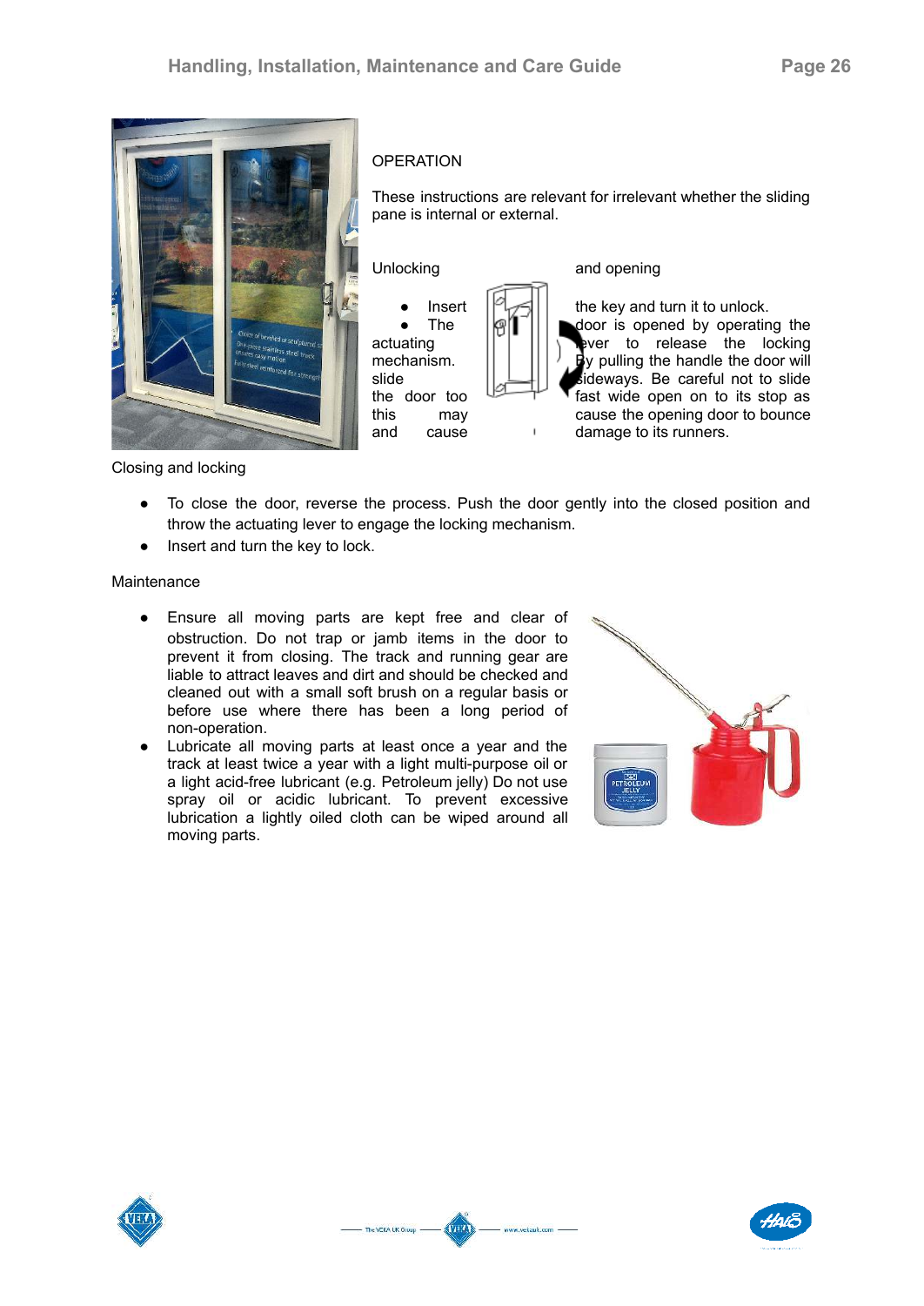OPERATION

These instructions are relevant for irrelevant whether the sliding pane is internal or external.

Unlocking and opening

- Insert the key and turn it to unlock.
- The door is opened by operating the actuating lever to release the locking mechanism. By pulling the handle the door will slide sideways. Be careful not to slide the door too fast wide open on to its stop as this may cause the opening door to bounce and cause damage to its runners.

Closing and locking

- To close the door, reverse the process. Push the door gently into the closed position and throw the actuating lever to engage the locking mechanism.
- Insert and turn the key to lock.

Maintenance

- Ensure all moving parts are kept free and clear of obstruction. Do not trap or jamb items in the door to prevent it from closing. The track and running gear are liable to attract leaves and dirt and should be checked and cleaned out with a small soft brush on a regular basis or before use where there has been a long period of non-operation.
- Lubricate all moving parts at least once a year and the track at least twice a year with a light multi-purpose oil or a light acid-free lubricant (e.g. Petroleum jelly) Do not use spray oil or acidic lubricant. To prevent excessive lubrication a lightly oiled cloth can be wiped around all moving parts.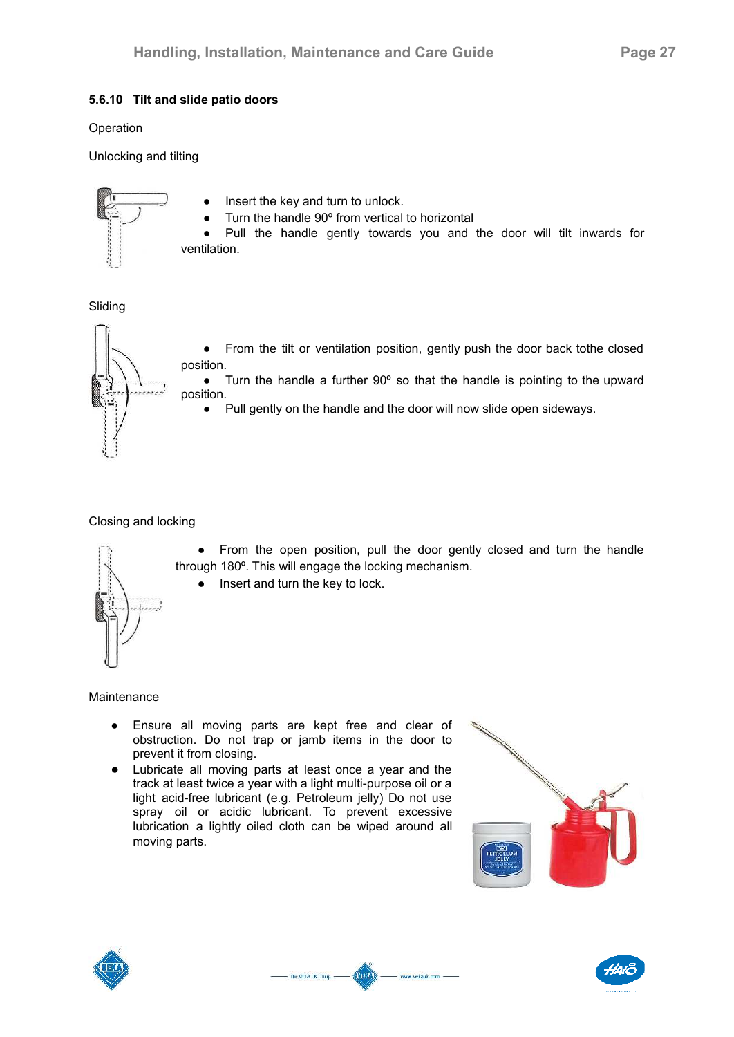### 5.6.10 Tilt and slide patio doors

Operation

Unlocking and tilting

- Insert the key and turn to unlock.
- Turn the handle 90º from vertical to horizontal
- Pull the handle gently towards you and the door will tilt inwards for ventilation.

Sliding

- From the tilt or ventilation position, gently push the door back tothe closed position.
- Turn the handle a further 90º so that the handle is pointing to the upward position.
- Pull gently on the handle and the door will now slide open sideways.

Closing and locking

- From the open position, pull the door gently closed and turn the handle through 180º. This will engage the locking mechanism.
- Insert and turn the key to lock.

Maintenance

- Ensure all moving parts are kept free and clear of obstruction. Do not trap or jamb items in the door to prevent it from closing.
- Lubricate all moving parts at least once a year and the track at least twice a year with a light multi-purpose oil or a light acid-free lubricant (e.g. Petroleum jelly) Do not use spray oil or acidic lubricant. To prevent excessive lubrication a lightly oiled cloth can be wiped around all moving parts.